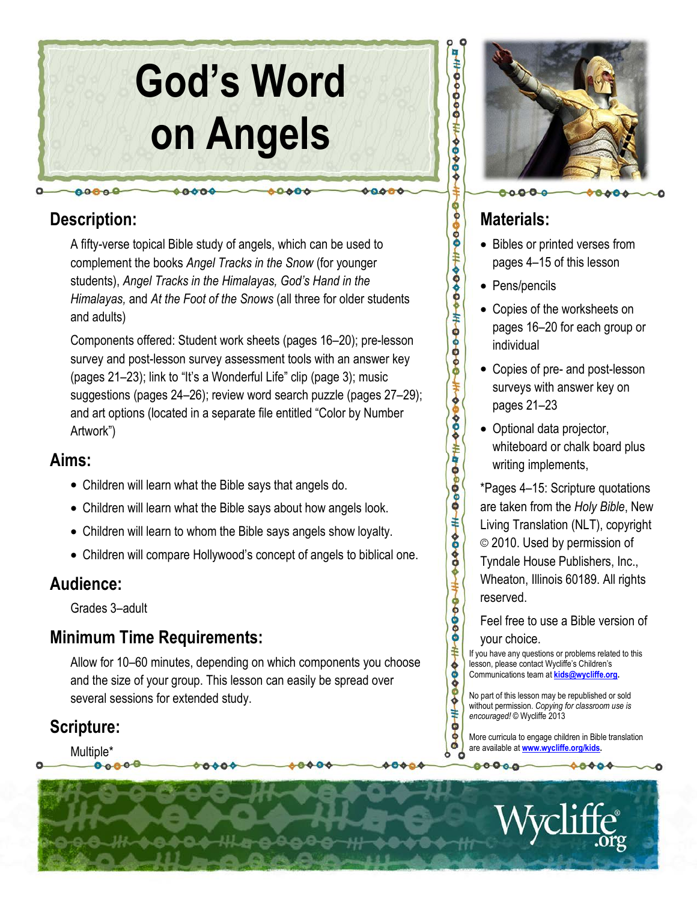# God's Word on Angels

## Description:

A fifty-verse topical Bible study of angels, which can be used to complement the books *Angel Tracks in the Snow* (for younger students), *Angel Tracks in the Himalayas, God's Hand in the Himalayas,* and *At the Foot of the Snows* (all three for older students and adults)

Components offered: Student work sheets (pages 16–20); pre-lesson survey and post-lesson survey assessment tools with an answer key (pages 21–23); link to "It's a Wonderful Life" clip (page 3); music suggestions (pages 24–26); review word search puzzle (pages 27–29); and art options (located in a separate file entitled "Color by Number Artwork")

## Aims:

- Children will learn what the Bible says that angels do.
- Children will learn what the Bible says about how angels look.
- Children will learn to whom the Bible says angels show loyalty.
- Children will compare Hollywood's concept of angels to biblical one.

## Audience:

Grades 3–adult

## Minimum Time Requirements:

Allow for 10–60 minutes, depending on which components you choose and the size of your group. This lesson can easily be spread over several sessions for extended study.

## Scripture:

Multiple*

## Materials:

- Bibles or printed verses from pages 4–15 of this lesson
- Pens/pencils
- Copies of the worksheets on pages 16–20 for each group or individual
- Copies of pre- and post-lesson surveys with answer key on pages 21–23
- Optional data projector, whiteboard or chalk board plus writing implements,

*Pages 4–15: Scripture quotations are taken from the *Holy Bible*, New Living Translation (NLT), copyright © 2010. Used by permission of Tyndale House Publishers, Inc., Wheaton, Illinois 60189. All rights reserved.

Feel free to use a Bible version of your choice.

If you have any questions or problems related to this lesson, please contact Wycliffe's Children's Communications team at **kids@wycliffe.org.**

No part of this lesson may be republished or sold without permission. *Copying for classroom use is encouraged!* © Wycliffe 2013

More curricula to engage children in Bible translation are available at **www.wycliffe.org/kids.**

Wycliffe.org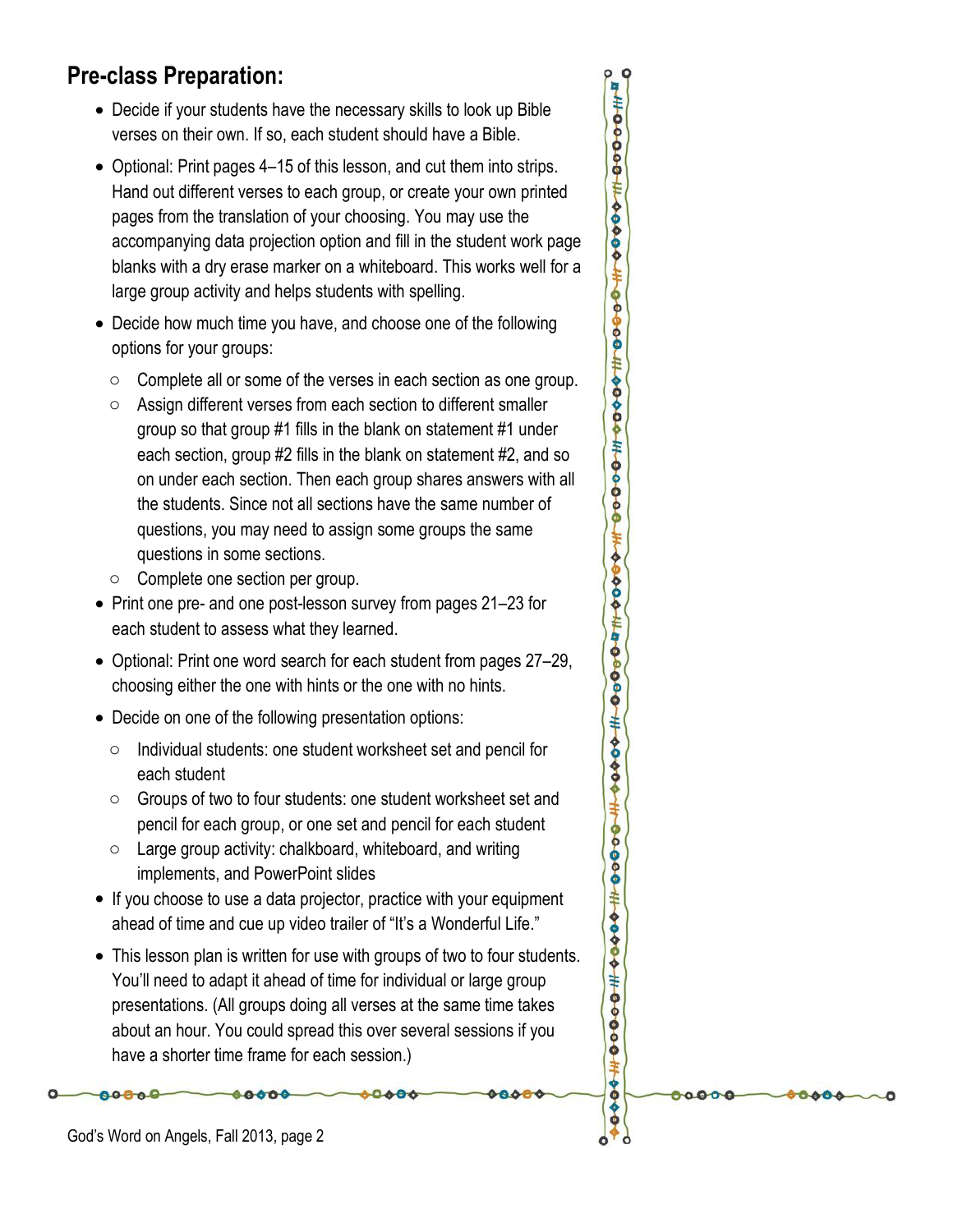## Pre-class Preparation:

- Decide if your students have the necessary skills to look up Bible verses on their own. If so, each student should have a Bible.
- Optional: Print pages 4–15 of this lesson, and cut them into strips. Hand out different verses to each group, or create your own printed pages from the translation of your choosing. You may use the accompanying data projection option and fill in the student work page blanks with a dry erase marker on a whiteboard. This works well for a large group activity and helps students with spelling.
- Decide how much time you have, and choose one of the following options for your groups:
  - Complete all or some of the verses in each section as one group.
  - Assign different verses from each section to different smaller group so that group #1 fills in the blank on statement #1 under each section, group #2 fills in the blank on statement #2, and so on under each section. Then each group shares answers with all the students. Since not all sections have the same number of questions, you may need to assign some groups the same questions in some sections.
  - Complete one section per group.
- Print one pre- and one post-lesson survey from pages 21–23 for each student to assess what they learned.
- Optional: Print one word search for each student from pages 27–29, choosing either the one with hints or the one with no hints.
- Decide on one of the following presentation options:
  - Individual students: one student worksheet set and pencil for each student
  - Groups of two to four students: one student worksheet set and pencil for each group, or one set and pencil for each student
  - Large group activity: chalkboard, whiteboard, and writing implements, and PowerPoint slides
- If you choose to use a data projector, practice with your equipment ahead of time and cue up video trailer of "It's a Wonderful Life."
- This lesson plan is written for use with groups of two to four students. You'll need to adapt it ahead of time for individual or large group presentations. (All groups doing all verses at the same time takes about an hour. You could spread this over several sessions if you have a shorter time frame for each session.)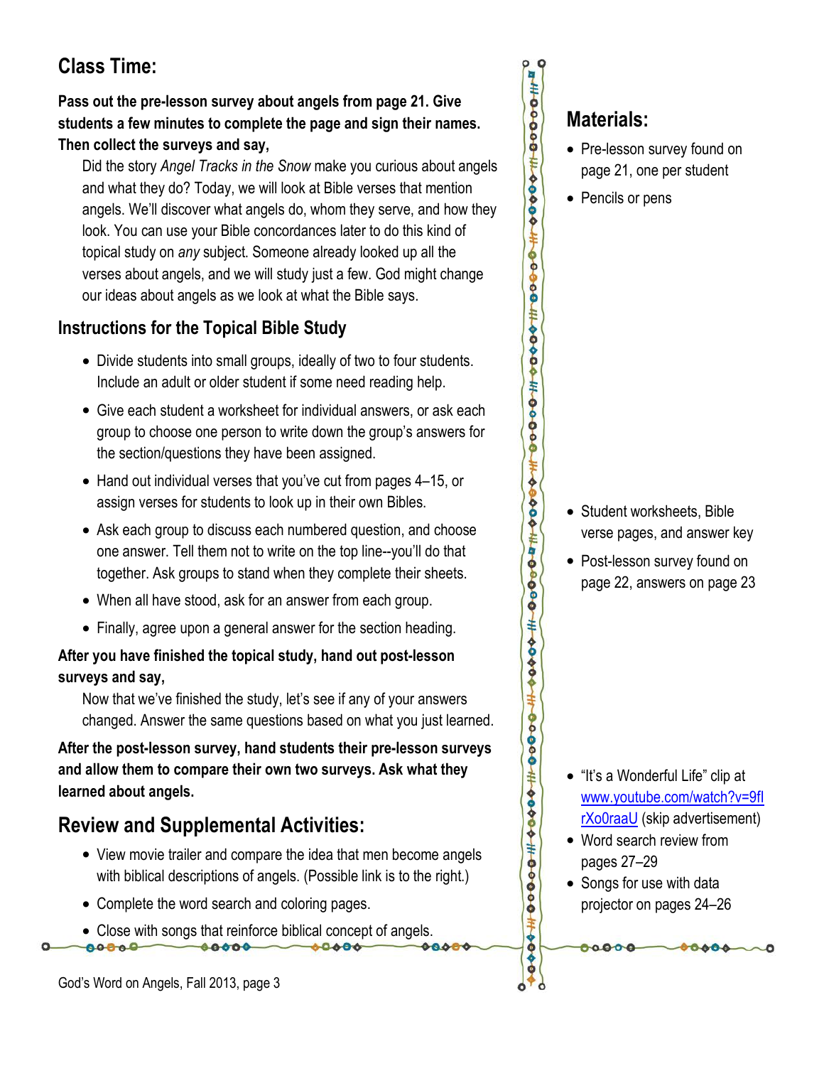## Class Time:

**Pass out the pre-lesson survey about angels from page 21. Give students a few minutes to complete the page and sign their names. Then collect the surveys and say,**

Did the story *Angel Tracks in the Snow* make you curious about angels and what they do? Today, we will look at Bible verses that mention angels. We'll discover what angels do, whom they serve, and how they look. You can use your Bible concordances later to do this kind of topical study on *any* subject. Someone already looked up all the verses about angels, and we will study just a few. God might change our ideas about angels as we look at what the Bible says.

### Instructions for the Topical Bible Study

- Divide students into small groups, ideally of two to four students. Include an adult or older student if some need reading help.
- Give each student a worksheet for individual answers, or ask each group to choose one person to write down the group's answers for the section/questions they have been assigned.
- Hand out individual verses that you've cut from pages 4–15, or assign verses for students to look up in their own Bibles.
- Ask each group to discuss each numbered question, and choose one answer. Tell them not to write on the top line--you'll do that together. Ask groups to stand when they complete their sheets.
- When all have stood, ask for an answer from each group.
- Finally, agree upon a general answer for the section heading.

**After you have finished the topical study, hand out post-lesson surveys and say,**

Now that we've finished the study, let's see if any of your answers changed. Answer the same questions based on what you just learned.

**After the post-lesson survey, hand students their pre-lesson surveys and allow them to compare their own two surveys. Ask what they learned about angels.**

## Review and Supplemental Activities:

- View movie trailer and compare the idea that men become angels with biblical descriptions of angels. (Possible link is to the right.)
- Complete the word search and coloring pages.
- Close with songs that reinforce biblical concept of angels.

## Materials:

- Pre-lesson survey found on page 21, one per student
- Pencils or pens
- Student worksheets, Bible verse pages, and answer key
- Post-lesson survey found on page 22, answers on page 23
- "It's a Wonderful Life" clip at www.youtube.com/watch?v=9flrXo0raaU (skip advertisement)
- Word search review from pages 27–29
- Songs for use with data projector on pages 24–26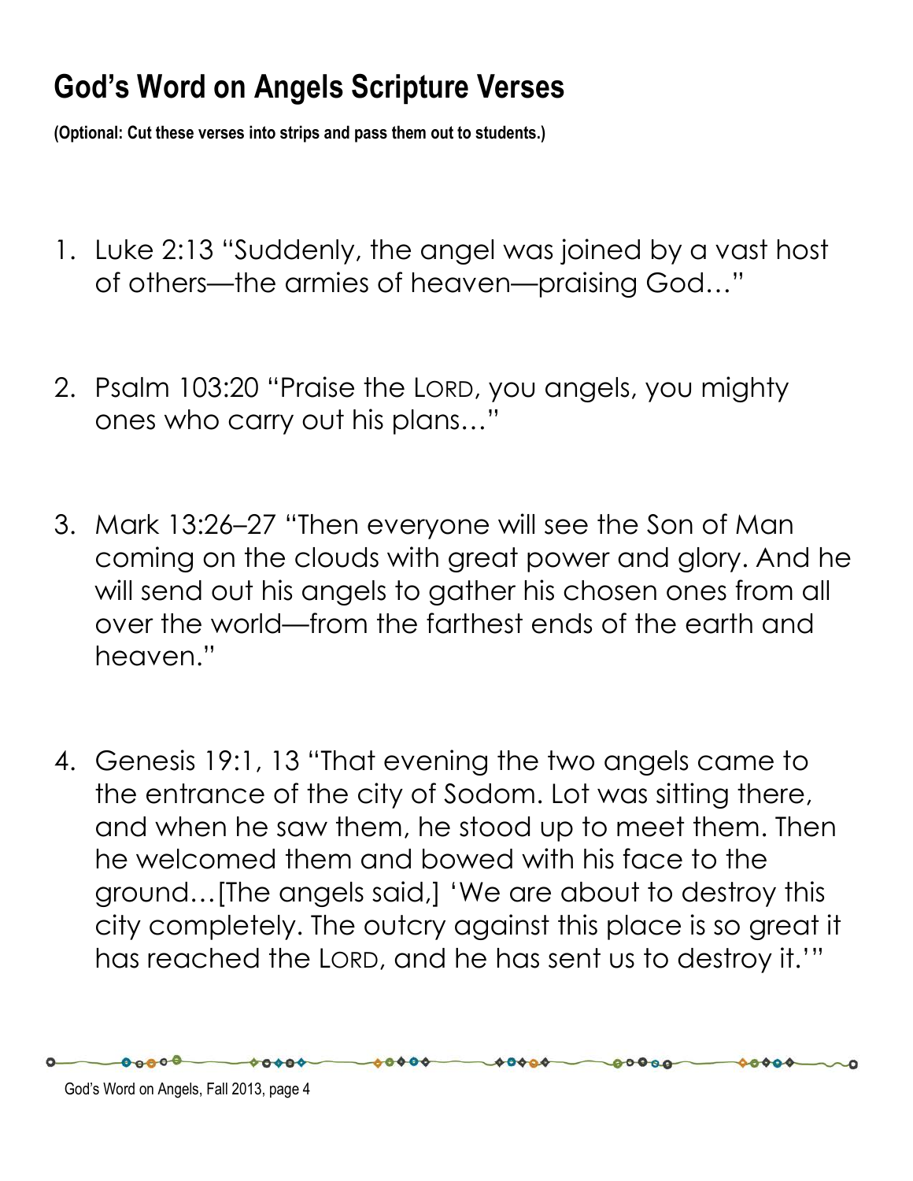# God's Word on Angels Scripture Verses

**(Optional: Cut these verses into strips and pass them out to students.)**

1. Luke 2:13 "Suddenly, the angel was joined by a vast host of others—the armies of heaven—praising God…"

2. Psalm 103:20 "Praise the LORD, you angels, you mighty ones who carry out his plans…"

3. Mark 13:26–27 "Then everyone will see the Son of Man coming on the clouds with great power and glory. And he will send out his angels to gather his chosen ones from all over the world—from the farthest ends of the earth and heaven."

4. Genesis 19:1, 13 "That evening the two angels came to the entrance of the city of Sodom. Lot was sitting there, and when he saw them, he stood up to meet them. Then he welcomed them and bowed with his face to the ground…[The angels said,] 'We are about to destroy this city completely. The outcry against this place is so great it has reached the LORD, and he has sent us to destroy it.'"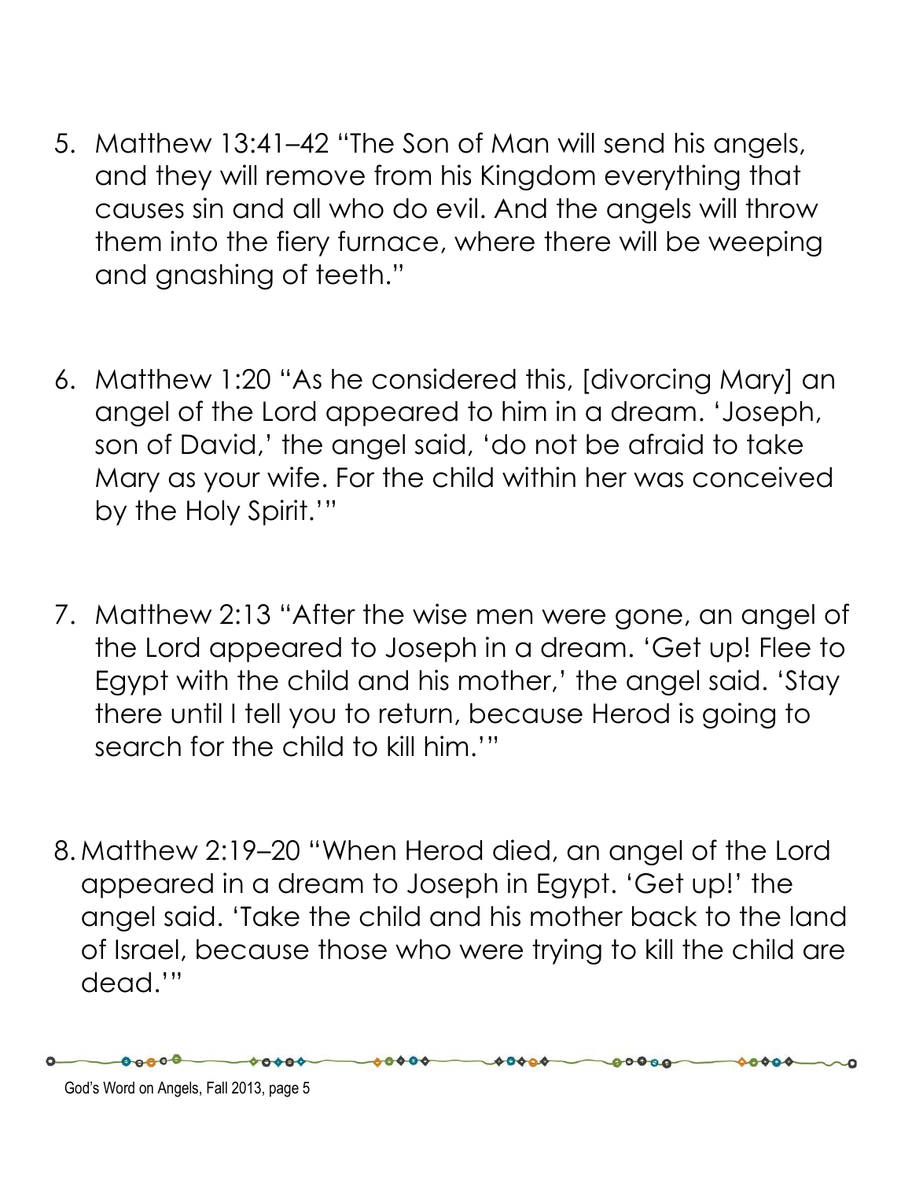5. Matthew 13:41–42 "The Son of Man will send his angels, and they will remove from his Kingdom everything that causes sin and all who do evil. And the angels will throw them into the fiery furnace, where there will be weeping and gnashing of teeth."

6. Matthew 1:20 "As he considered this, [divorcing Mary] an angel of the Lord appeared to him in a dream. 'Joseph, son of David,' the angel said, 'do not be afraid to take Mary as your wife. For the child within her was conceived by the Holy Spirit.'"

7. Matthew 2:13 "After the wise men were gone, an angel of the Lord appeared to Joseph in a dream. 'Get up! Flee to Egypt with the child and his mother,' the angel said. 'Stay there until I tell you to return, because Herod is going to search for the child to kill him.'"

8. Matthew 2:19–20 "When Herod died, an angel of the Lord appeared in a dream to Joseph in Egypt. 'Get up!' the angel said. 'Take the child and his mother back to the land of Israel, because those who were trying to kill the child are dead.'"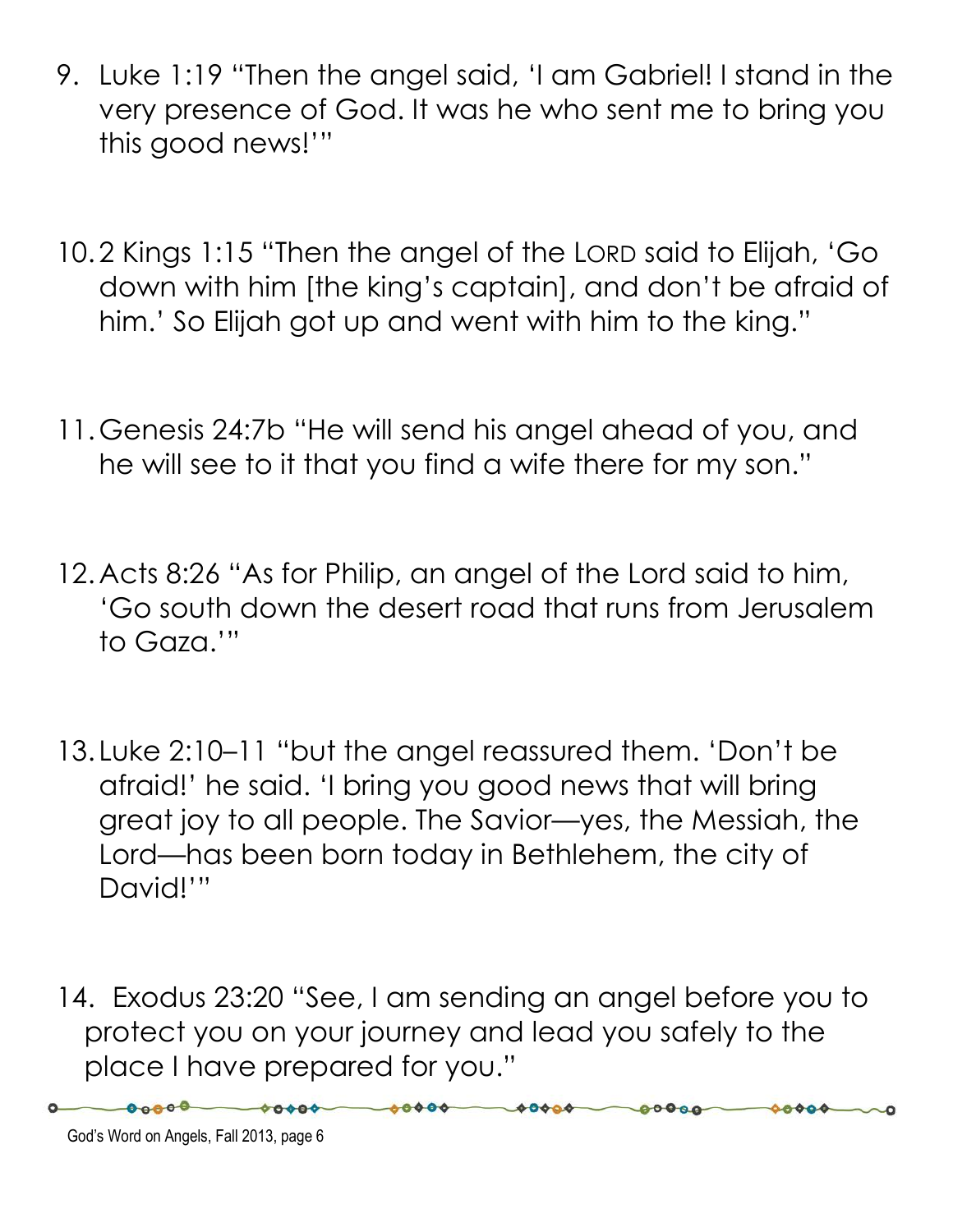9. Luke 1:19 "Then the angel said, 'I am Gabriel! I stand in the very presence of God. It was he who sent me to bring you this good news!'"

10. 2 Kings 1:15 "Then the angel of the LORD said to Elijah, 'Go down with him [the king's captain], and don't be afraid of him.' So Elijah got up and went with him to the king."

11. Genesis 24:7b "He will send his angel ahead of you, and he will see to it that you find a wife there for my son."

12. Acts 8:26 "As for Philip, an angel of the Lord said to him, 'Go south down the desert road that runs from Jerusalem to Gaza.'"

13. Luke 2:10–11 "but the angel reassured them. 'Don't be afraid!' he said. 'I bring you good news that will bring great joy to all people. The Savior—yes, the Messiah, the Lord—has been born today in Bethlehem, the city of David!'"

14. Exodus 23:20 "See, I am sending an angel before you to protect you on your journey and lead you safely to the place I have prepared for you."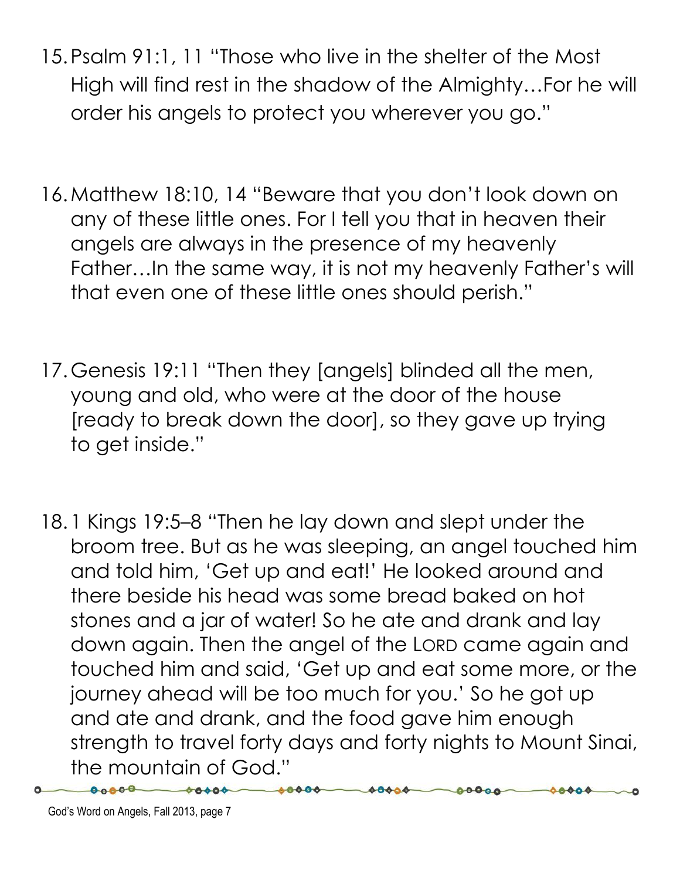15. Psalm 91:1, 11 "Those who live in the shelter of the Most High will find rest in the shadow of the Almighty…For he will order his angels to protect you wherever you go."

16. Matthew 18:10, 14 "Beware that you don't look down on any of these little ones. For I tell you that in heaven their angels are always in the presence of my heavenly Father…In the same way, it is not my heavenly Father's will that even one of these little ones should perish."

17. Genesis 19:11 "Then they [angels] blinded all the men, young and old, who were at the door of the house [ready to break down the door], so they gave up trying to get inside."

18. 1 Kings 19:5–8 "Then he lay down and slept under the broom tree. But as he was sleeping, an angel touched him and told him, 'Get up and eat!' He looked around and there beside his head was some bread baked on hot stones and a jar of water! So he ate and drank and lay down again. Then the angel of the LORD came again and touched him and said, 'Get up and eat some more, or the journey ahead will be too much for you.' So he got up and ate and drank, and the food gave him enough strength to travel forty days and forty nights to Mount Sinai, the mountain of God."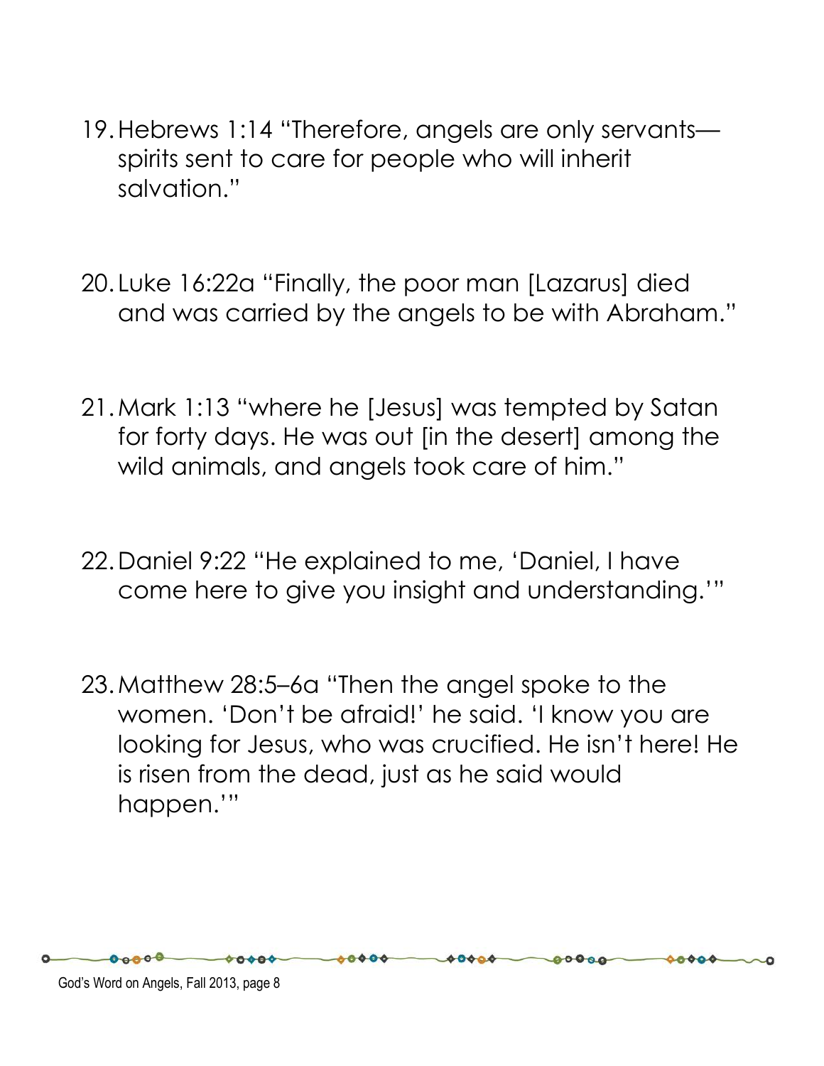19. Hebrews 1:14 "Therefore, angels are only servants—spirits sent to care for people who will inherit salvation."

20. Luke 16:22a "Finally, the poor man [Lazarus] died and was carried by the angels to be with Abraham."

21. Mark 1:13 "where he [Jesus] was tempted by Satan for forty days. He was out [in the desert] among the wild animals, and angels took care of him."

22. Daniel 9:22 "He explained to me, 'Daniel, I have come here to give you insight and understanding.'"

23. Matthew 28:5–6a "Then the angel spoke to the women. 'Don't be afraid!' he said. 'I know you are looking for Jesus, who was crucified. He isn't here! He is risen from the dead, just as he said would happen.'"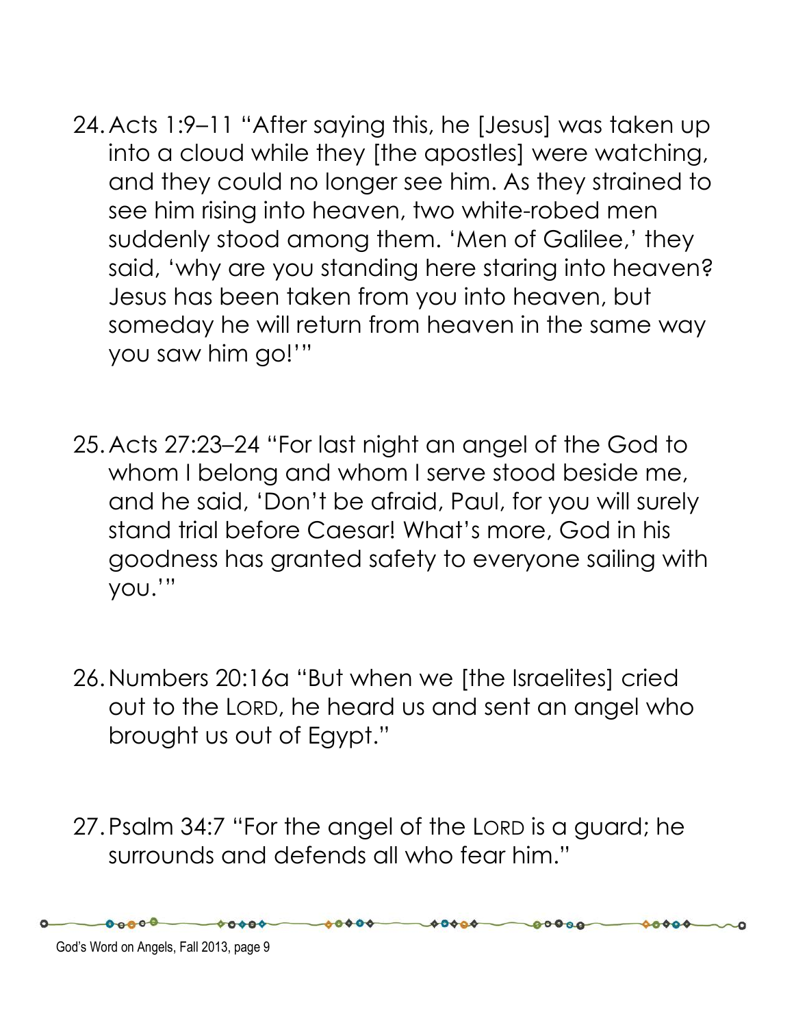24. Acts 1:9–11 "After saying this, he [Jesus] was taken up into a cloud while they [the apostles] were watching, and they could no longer see him. As they strained to see him rising into heaven, two white-robed men suddenly stood among them. 'Men of Galilee,' they said, 'why are you standing here staring into heaven? Jesus has been taken from you into heaven, but someday he will return from heaven in the same way you saw him go!'"

25. Acts 27:23–24 "For last night an angel of the God to whom I belong and whom I serve stood beside me, and he said, 'Don't be afraid, Paul, for you will surely stand trial before Caesar! What's more, God in his goodness has granted safety to everyone sailing with you.'"

26. Numbers 20:16a "But when we [the Israelites] cried out to the LORD, he heard us and sent an angel who brought us out of Egypt."

27. Psalm 34:7 "For the angel of the LORD is a guard; he surrounds and defends all who fear him."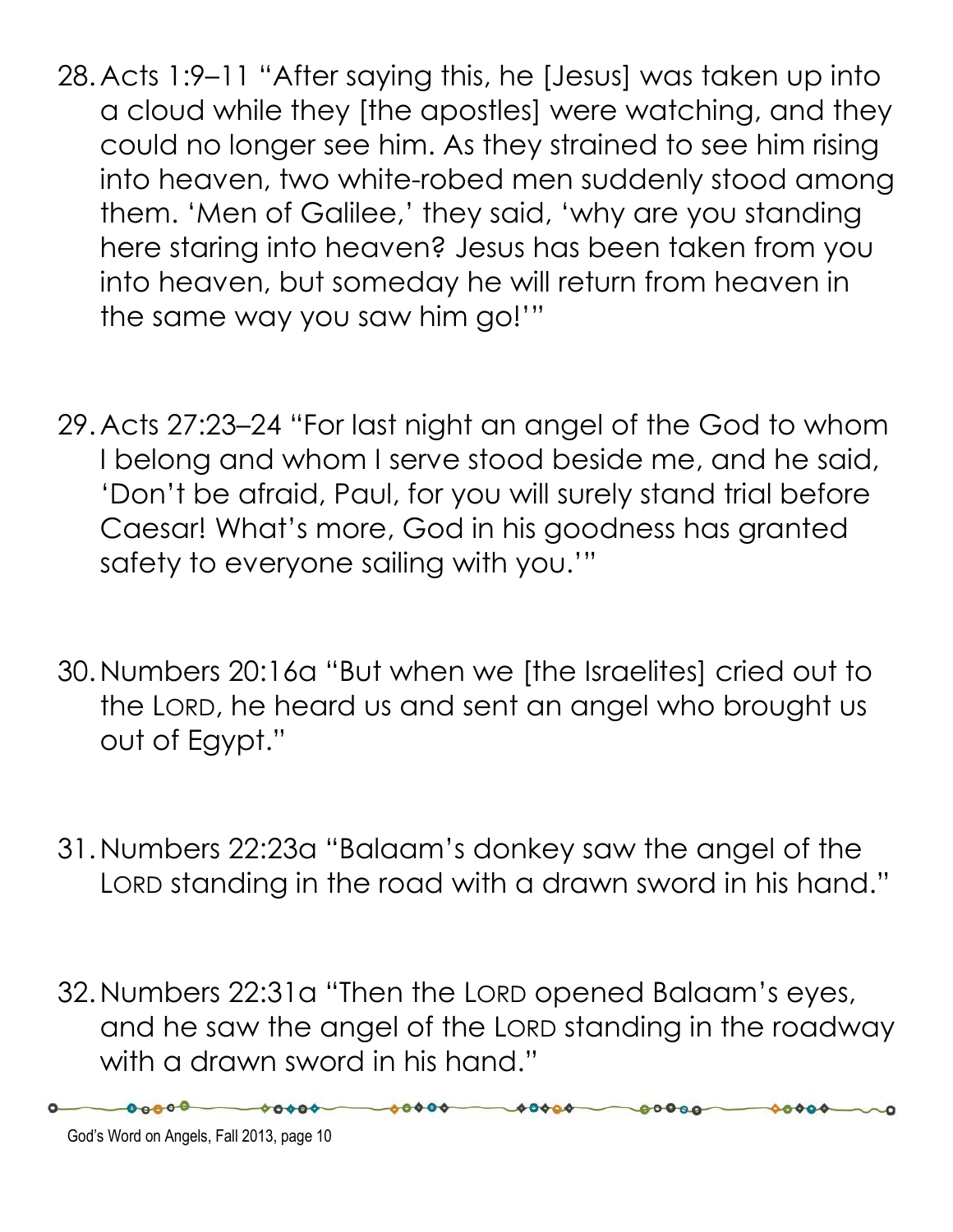28. Acts 1:9–11 "After saying this, he [Jesus] was taken up into a cloud while they [the apostles] were watching, and they could no longer see him. As they strained to see him rising into heaven, two white-robed men suddenly stood among them. 'Men of Galilee,' they said, 'why are you standing here staring into heaven? Jesus has been taken from you into heaven, but someday he will return from heaven in the same way you saw him go!'"

29. Acts 27:23–24 "For last night an angel of the God to whom I belong and whom I serve stood beside me, and he said, 'Don't be afraid, Paul, for you will surely stand trial before Caesar! What's more, God in his goodness has granted safety to everyone sailing with you.'"

30. Numbers 20:16a "But when we [the Israelites] cried out to the LORD, he heard us and sent an angel who brought us out of Egypt."

31. Numbers 22:23a "Balaam's donkey saw the angel of the LORD standing in the road with a drawn sword in his hand."

32. Numbers 22:31a "Then the LORD opened Balaam's eyes, and he saw the angel of the LORD standing in the roadway with a drawn sword in his hand."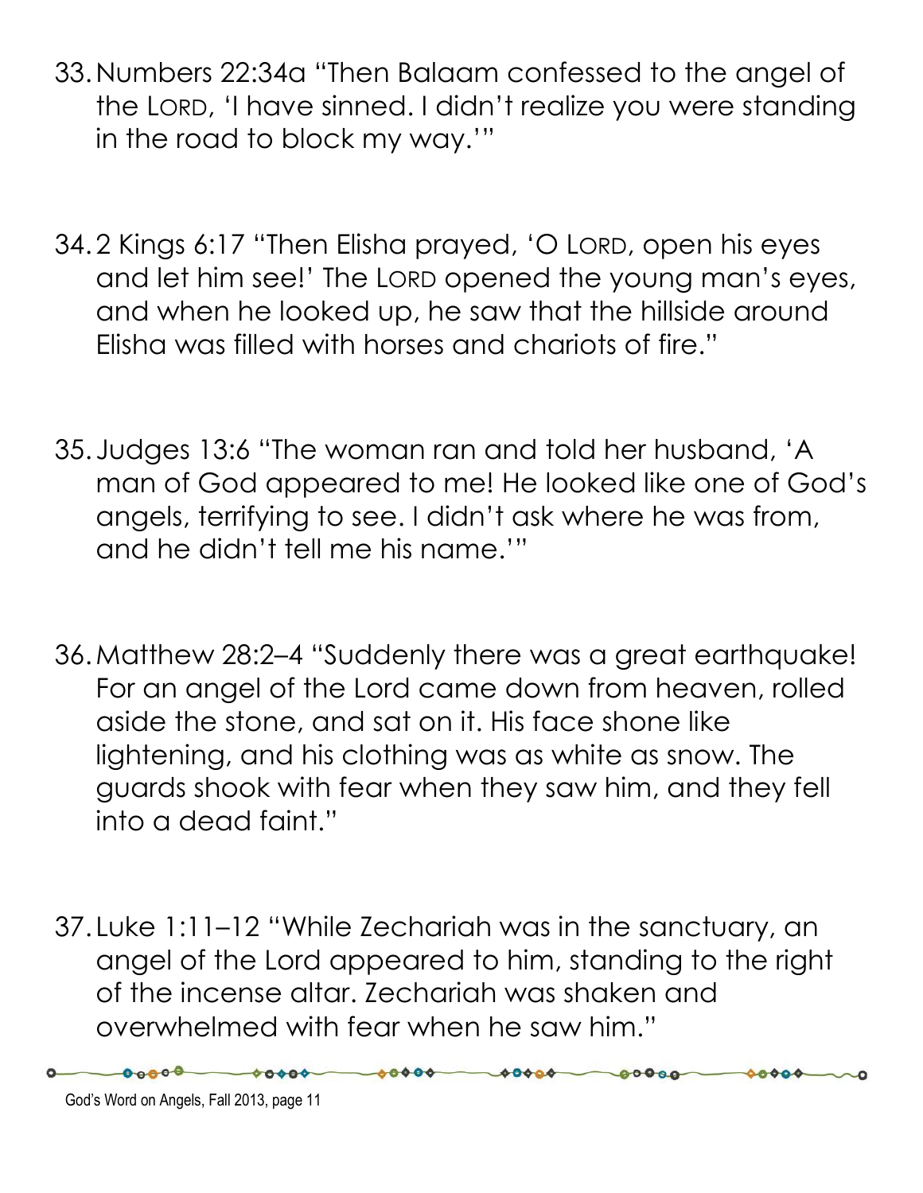33. Numbers 22:34a "Then Balaam confessed to the angel of the LORD, 'I have sinned. I didn't realize you were standing in the road to block my way.'"

34. 2 Kings 6:17 "Then Elisha prayed, 'O LORD, open his eyes and let him see!' The LORD opened the young man's eyes, and when he looked up, he saw that the hillside around Elisha was filled with horses and chariots of fire."

35. Judges 13:6 "The woman ran and told her husband, 'A man of God appeared to me! He looked like one of God's angels, terrifying to see. I didn't ask where he was from, and he didn't tell me his name.'"

36. Matthew 28:2–4 "Suddenly there was a great earthquake! For an angel of the Lord came down from heaven, rolled aside the stone, and sat on it. His face shone like lightening, and his clothing was as white as snow. The guards shook with fear when they saw him, and they fell into a dead faint."

37. Luke 1:11–12 "While Zechariah was in the sanctuary, an angel of the Lord appeared to him, standing to the right of the incense altar. Zechariah was shaken and overwhelmed with fear when he saw him."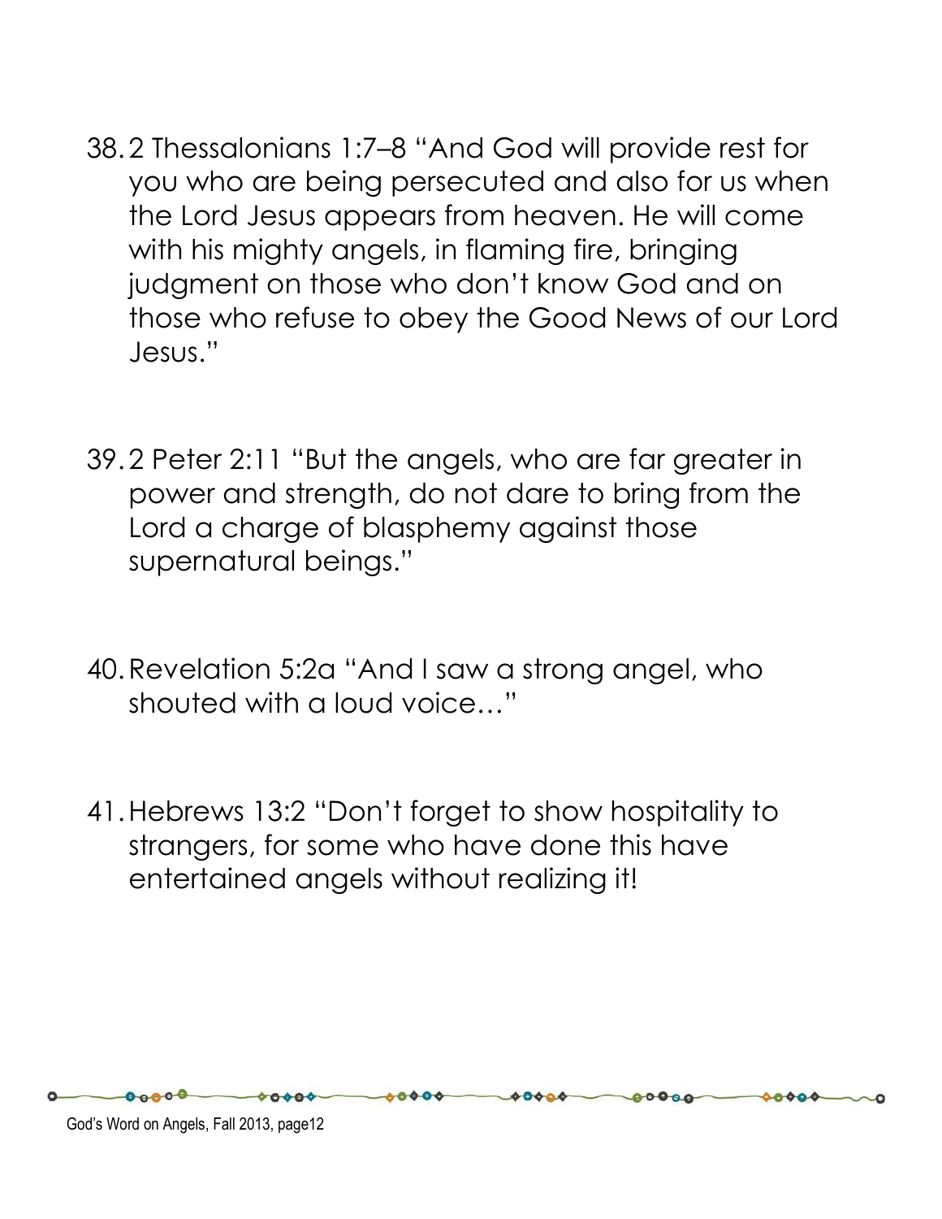38. 2 Thessalonians 1:7–8 "And God will provide rest for you who are being persecuted and also for us when the Lord Jesus appears from heaven. He will come with his mighty angels, in flaming fire, bringing judgment on those who don't know God and on those who refuse to obey the Good News of our Lord Jesus."

39. 2 Peter 2:11 "But the angels, who are far greater in power and strength, do not dare to bring from the Lord a charge of blasphemy against those supernatural beings."

40. Revelation 5:2a "And I saw a strong angel, who shouted with a loud voice…"

41. Hebrews 13:2 "Don't forget to show hospitality to strangers, for some who have done this have entertained angels without realizing it!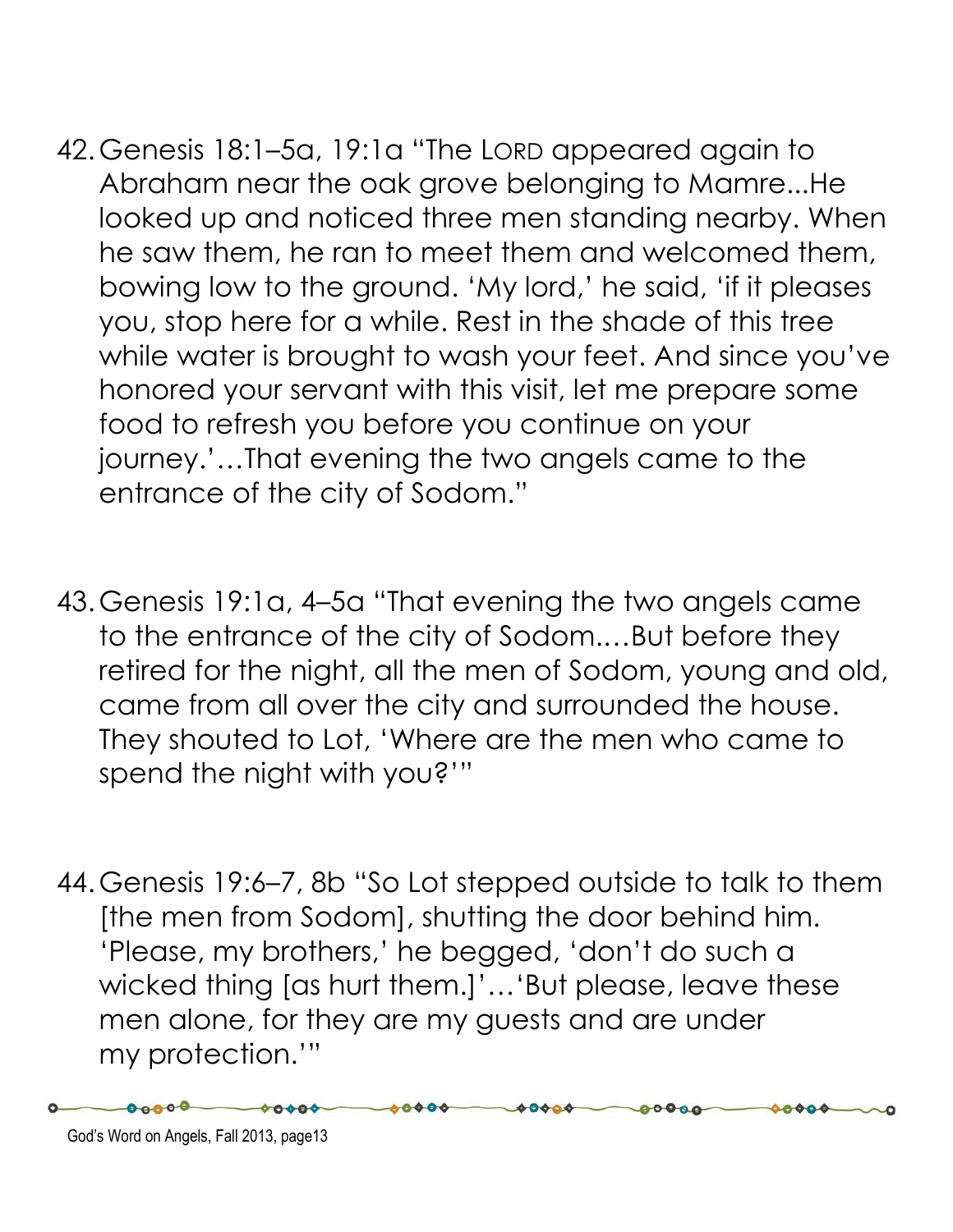42. Genesis 18:1–5a, 19:1a "The LORD appeared again to Abraham near the oak grove belonging to Mamre...He looked up and noticed three men standing nearby. When he saw them, he ran to meet them and welcomed them, bowing low to the ground. 'My lord,' he said, 'if it pleases you, stop here for a while. Rest in the shade of this tree while water is brought to wash your feet. And since you've honored your servant with this visit, let me prepare some food to refresh you before you continue on your journey.'…That evening the two angels came to the entrance of the city of Sodom."

43. Genesis 19:1a, 4–5a "That evening the two angels came to the entrance of the city of Sodom.…But before they retired for the night, all the men of Sodom, young and old, came from all over the city and surrounded the house. They shouted to Lot, 'Where are the men who came to spend the night with you?'"

44. Genesis 19:6–7, 8b "So Lot stepped outside to talk to them [the men from Sodom], shutting the door behind him. 'Please, my brothers,' he begged, 'don't do such a wicked thing [as hurt them.]'…'But please, leave these men alone, for they are my guests and are under my protection.'"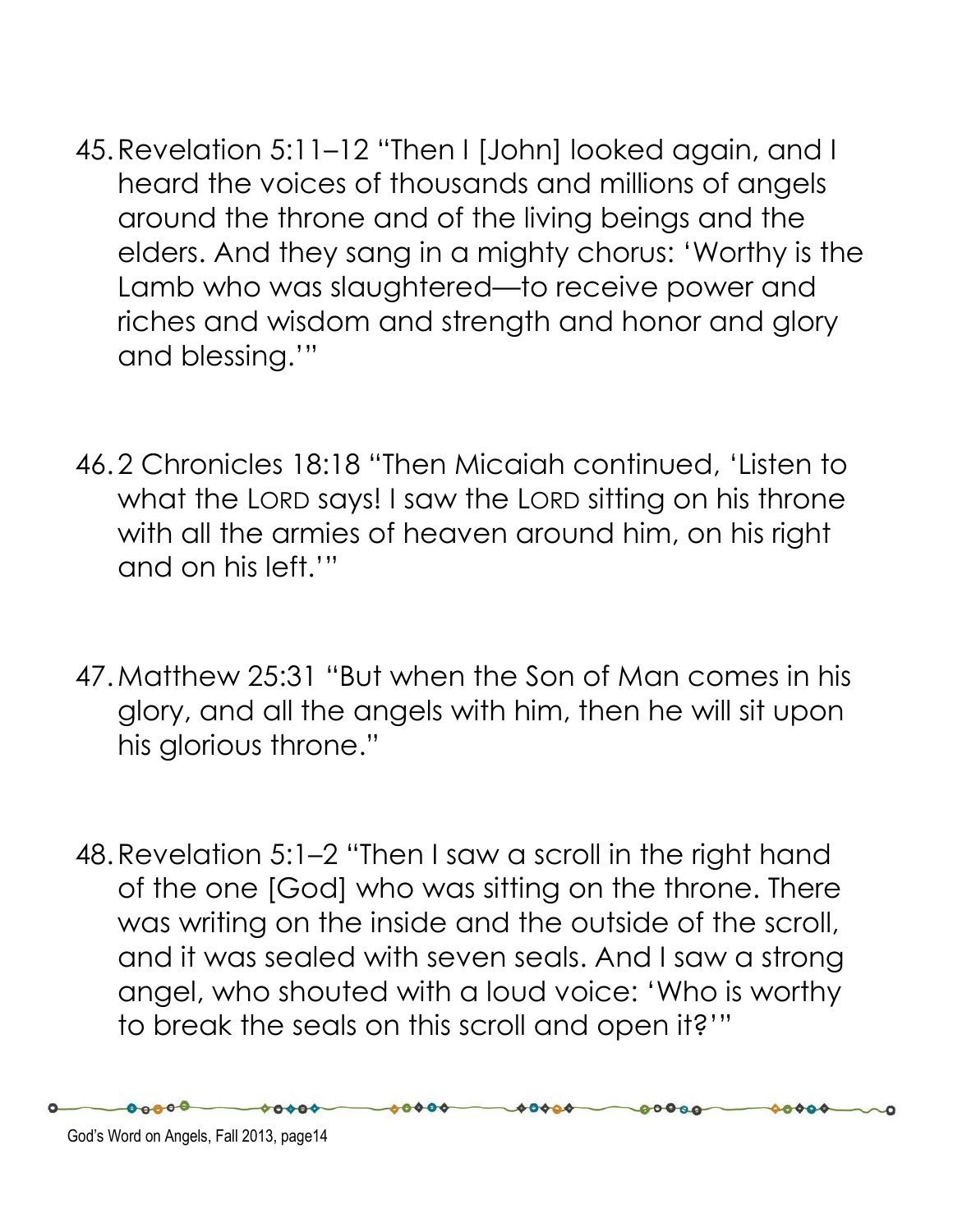45. Revelation 5:11–12 "Then I [John] looked again, and I heard the voices of thousands and millions of angels around the throne and of the living beings and the elders. And they sang in a mighty chorus: 'Worthy is the Lamb who was slaughtered—to receive power and riches and wisdom and strength and honor and glory and blessing.'"

46. 2 Chronicles 18:18 "Then Micaiah continued, 'Listen to what the LORD says! I saw the LORD sitting on his throne with all the armies of heaven around him, on his right and on his left.'"

47. Matthew 25:31 "But when the Son of Man comes in his glory, and all the angels with him, then he will sit upon his glorious throne."

48. Revelation 5:1–2 "Then I saw a scroll in the right hand of the one [God] who was sitting on the throne. There was writing on the inside and the outside of the scroll, and it was sealed with seven seals. And I saw a strong angel, who shouted with a loud voice: 'Who is worthy to break the seals on this scroll and open it?'"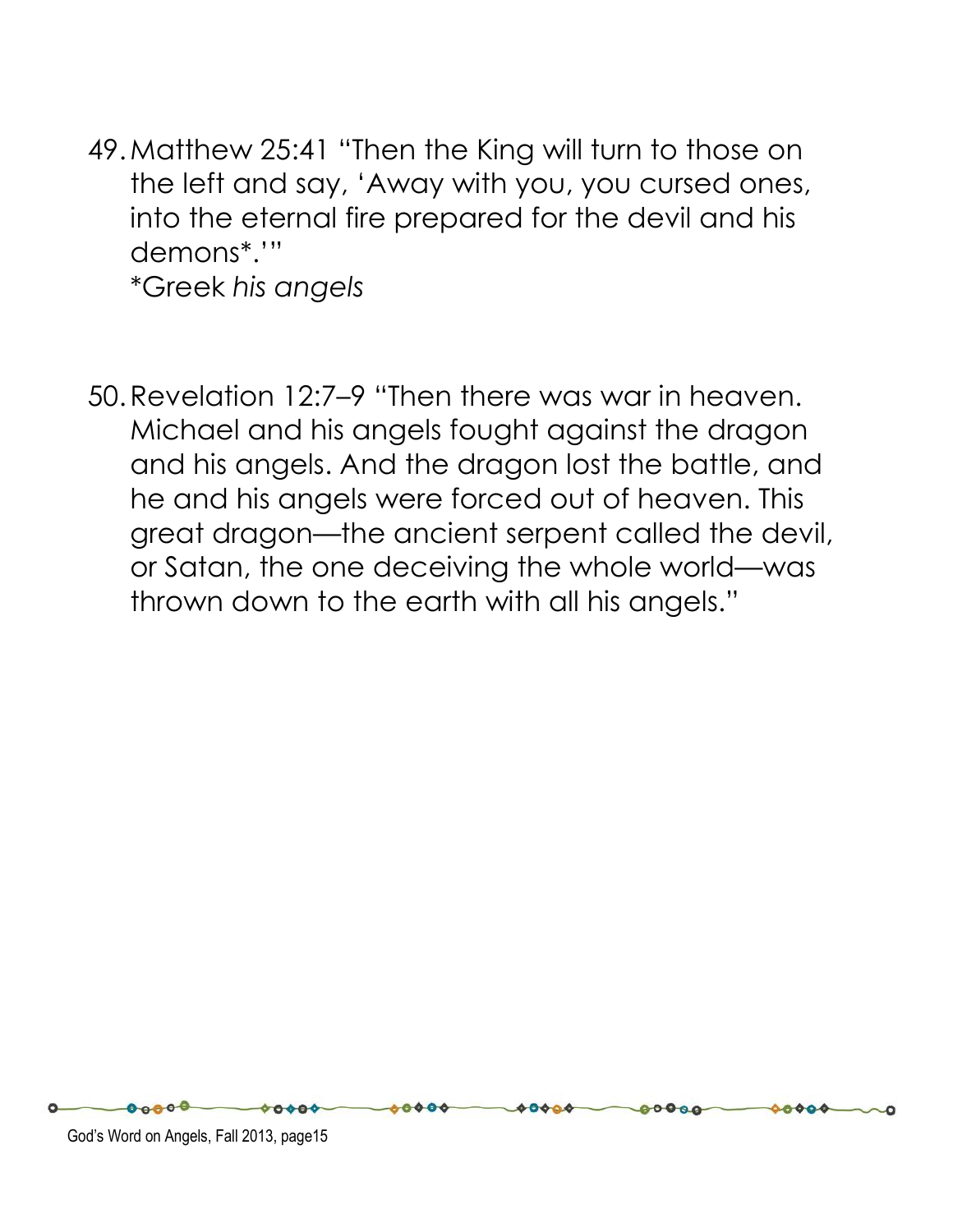49. Matthew 25:41 "Then the King will turn to those on the left and say, 'Away with you, you cursed ones, into the eternal fire prepared for the devil and his demons*.'"
    *Greek *his angels*

50. Revelation 12:7–9 "Then there was war in heaven. Michael and his angels fought against the dragon and his angels. And the dragon lost the battle, and he and his angels were forced out of heaven. This great dragon—the ancient serpent called the devil, or Satan, the one deceiving the whole world—was thrown down to the earth with all his angels."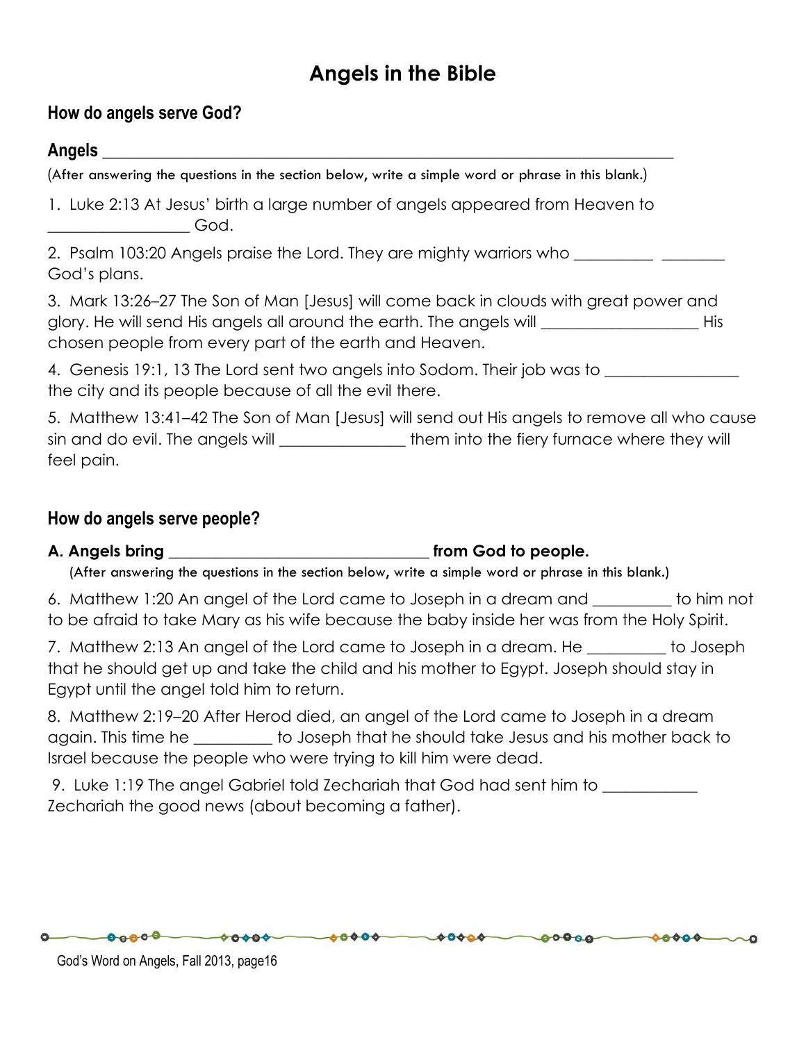# Angels in the Bible

## How do angels serve God?

**Angels ______________________________________________________________________**

(After answering the questions in the section below, write a simple word or phrase in this blank.)

1. Luke 2:13 At Jesus' birth a large number of angels appeared from Heaven to _________________ God.

2. Psalm 103:20 Angels praise the Lord. They are mighty warriors who __________ ________ God's plans.

3. Mark 13:26–27 The Son of Man [Jesus] will come back in clouds with great power and glory. He will send His angels all around the earth. The angels will ___________________ His chosen people from every part of the earth and Heaven.

4. Genesis 19:1, 13 The Lord sent two angels into Sodom. Their job was to ________________ the city and its people because of all the evil there.

5. Matthew 13:41–42 The Son of Man [Jesus] will send out His angels to remove all who cause sin and do evil. The angels will _______________ them into the fiery furnace where they will feel pain.

## How do angels serve people?

**A. Angels bring _________________________________ from God to people.**

(After answering the questions in the section below, write a simple word or phrase in this blank.)

6. Matthew 1:20 An angel of the Lord came to Joseph in a dream and __________ to him not to be afraid to take Mary as his wife because the baby inside her was from the Holy Spirit.

7. Matthew 2:13 An angel of the Lord came to Joseph in a dream. He __________ to Joseph that he should get up and take the child and his mother to Egypt. Joseph should stay in Egypt until the angel told him to return.

8. Matthew 2:19–20 After Herod died, an angel of the Lord came to Joseph in a dream again. This time he __________ to Joseph that he should take Jesus and his mother back to Israel because the people who were trying to kill him were dead.

9. Luke 1:19 The angel Gabriel told Zechariah that God had sent him to ____________ Zechariah the good news (about becoming a father).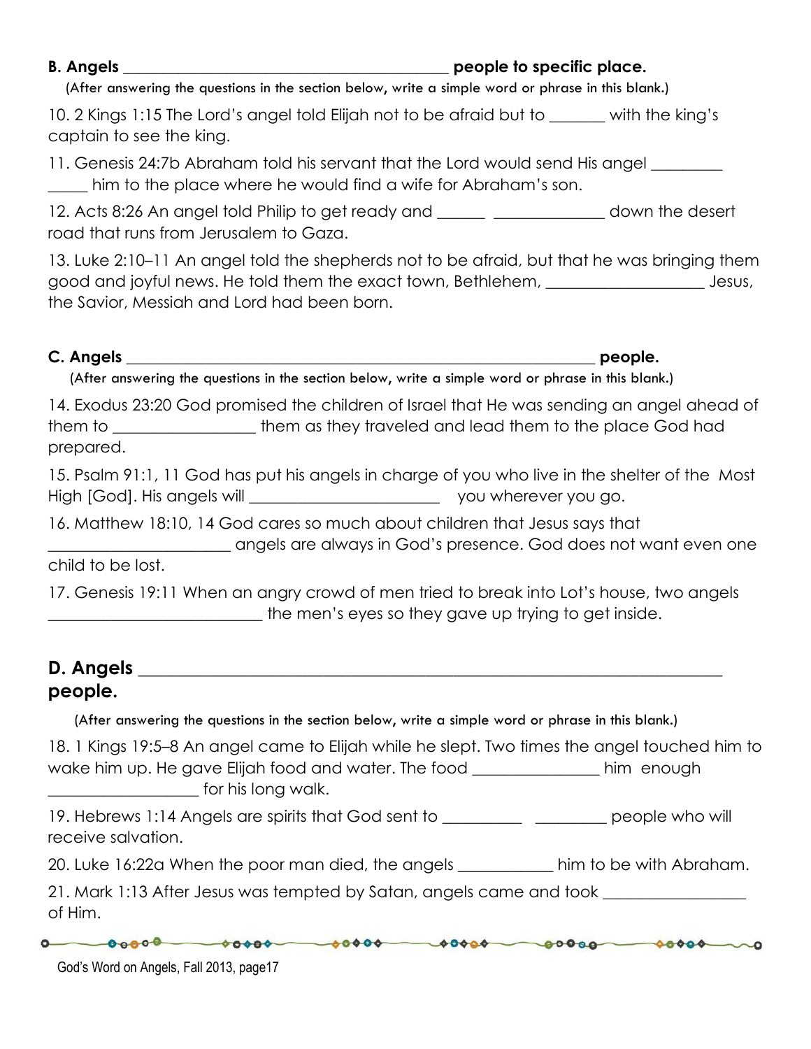**B. Angels ________________________________________ people to specific place.**

(After answering the questions in the section below, write a simple word or phrase in this blank.)

10. 2 Kings 1:15 The Lord's angel told Elijah not to be afraid but to _______ with the king's captain to see the king.

11. Genesis 24:7b Abraham told his servant that the Lord would send His angel _________ _____ him to the place where he would find a wife for Abraham's son.

12. Acts 8:26 An angel told Philip to get ready and ______ ______________ down the desert road that runs from Jerusalem to Gaza.

13. Luke 2:10–11 An angel told the shepherds not to be afraid, but that he was bringing them good and joyful news. He told them the exact town, Bethlehem, ___________________ Jesus, the Savior, Messiah and Lord had been born.

**C. Angels ________________________________________________________ people.**

(After answering the questions in the section below, write a simple word or phrase in this blank.)

14. Exodus 23:20 God promised the children of Israel that He was sending an angel ahead of them to _________________ them as they traveled and lead them to the place God had prepared.

15. Psalm 91:1, 11 God has put his angels in charge of you who live in the shelter of the Most High [God]. His angels will _______________________ you wherever you go.

16. Matthew 18:10, 14 God cares so much about children that Jesus says that ______________________ angels are always in God's presence. God does not want even one child to be lost.

17. Genesis 19:11 When an angry crowd of men tried to break into Lot's house, two angels __________________________ the men's eyes so they gave up trying to get inside.

## D. Angels ________________________________________________________ people.

(After answering the questions in the section below, write a simple word or phrase in this blank.)

18. 1 Kings 19:5–8 An angel came to Elijah while he slept. Two times the angel touched him to wake him up. He gave Elijah food and water. The food _______________ him enough __________________ for his long walk.

19. Hebrews 1:14 Angels are spirits that God sent to __________ _________ people who will receive salvation.

20. Luke 16:22a When the poor man died, the angels ____________ him to be with Abraham.

21. Mark 1:13 After Jesus was tempted by Satan, angels came and took _________________ of Him.

God's Word on Angels, Fall 2013, page17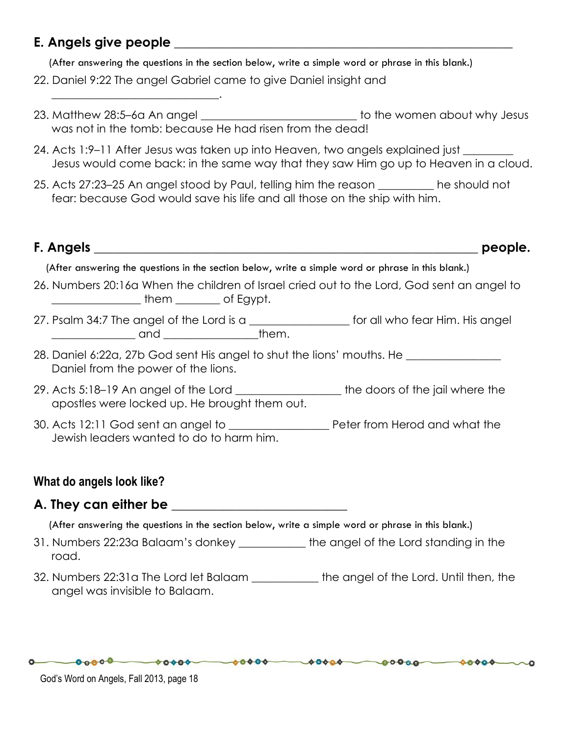## E. Angels give people ______________________________________________

(After answering the questions in the section below, write a simple word or phrase in this blank.)

22. Daniel 9:22 The angel Gabriel came to give Daniel insight and ____________________________.
23. Matthew 28:5–6a An angel __________________________ to the women about why Jesus was not in the tomb: because He had risen from the dead!
24. Acts 1:9–11 After Jesus was taken up into Heaven, two angels explained just ________ Jesus would come back: in the same way that they saw Him go up to Heaven in a cloud.
25. Acts 27:23–25 An angel stood by Paul, telling him the reason _________ he should not fear: because God would save his life and all those on the ship with him.

## F. Angels ______________________________________________ people.

(After answering the questions in the section below, write a simple word or phrase in this blank.)

26. Numbers 20:16a When the children of Israel cried out to the Lord, God sent an angel to _______________ them ________ of Egypt.
27. Psalm 34:7 The angel of the Lord is a ________________ for all who fear Him. His angel ______________ and ________________them.
28. Daniel 6:22a, 27b God sent His angel to shut the lions' mouths. He ________________ Daniel from the power of the lions.
29. Acts 5:18–19 An angel of the Lord _________________ the doors of the jail where the apostles were locked up. He brought them out.
30. Acts 12:11 God sent an angel to ________________ Peter from Herod and what the Jewish leaders wanted to do to harm him.

### What do angels look like?

## A. They can either be ___________________________

(After answering the questions in the section below, write a simple word or phrase in this blank.)

31. Numbers 22:23a Balaam's donkey ___________ the angel of the Lord standing in the road.
32. Numbers 22:31a The Lord let Balaam ___________ the angel of the Lord. Until then, the angel was invisible to Balaam.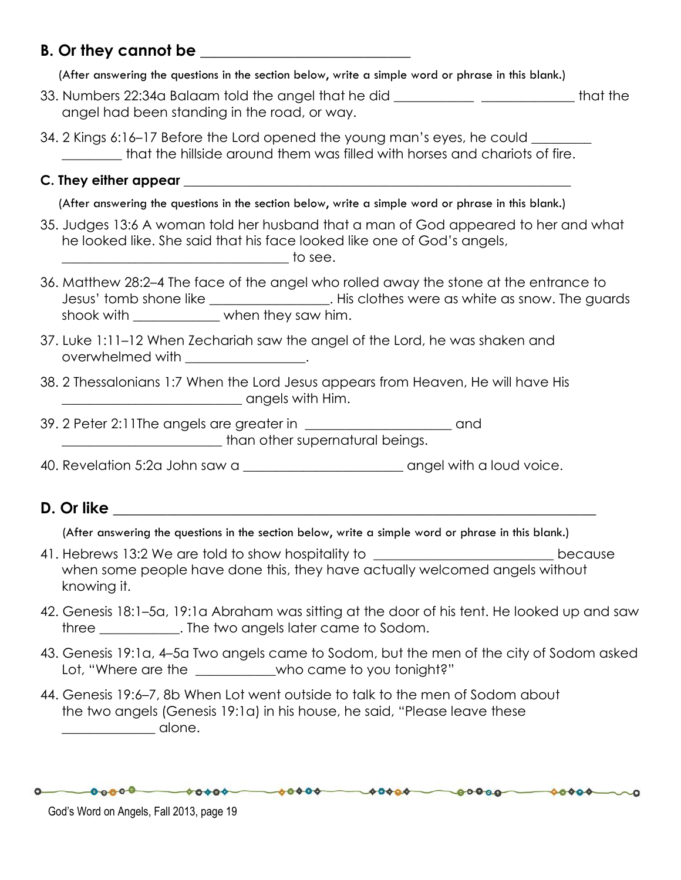### B. Or they cannot be ____________________________

(After answering the questions in the section below, write a simple word or phrase in this blank.)

33. Numbers 22:34a Balaam told the angel that he did ___________ _____________ that the angel had been standing in the road, or way.

34. 2 Kings 6:16–17 Before the Lord opened the young man's eyes, he could _________ _________ that the hillside around them was filled with horses and chariots of fire.

### C. They either appear ____________________________________________________

(After answering the questions in the section below, write a simple word or phrase in this blank.)

35. Judges 13:6 A woman told her husband that a man of God appeared to her and what he looked like. She said that his face looked like one of God's angels, ________________________________ to see.

36. Matthew 28:2–4 The face of the angel who rolled away the stone at the entrance to Jesus' tomb shone like _______________. His clothes were as white as snow. The guards shook with ___________ when they saw him.

37. Luke 1:11–12 When Zechariah saw the angel of the Lord, he was shaken and overwhelmed with _______________.

38. 2 Thessalonians 1:7 When the Lord Jesus appears from Heaven, He will have His _________________________ angels with Him.

39. 2 Peter 2:11The angels are greater in ____________________ and ______________________ than other supernatural beings.

40. Revelation 5:2a John saw a ______________________ angel with a loud voice.

### D. Or like ________________________________________________________________

(After answering the questions in the section below, write a simple word or phrase in this blank.)

41. Hebrews 13:2 We are told to show hospitality to _________________________ because when some people have done this, they have actually welcomed angels without knowing it.

42. Genesis 18:1–5a, 19:1a Abraham was sitting at the door of his tent. He looked up and saw three ___________. The two angels later came to Sodom.

43. Genesis 19:1a, 4–5a Two angels came to Sodom, but the men of the city of Sodom asked Lot, "Where are the ___________who came to you tonight?"

44. Genesis 19:6–7, 8b When Lot went outside to talk to the men of Sodom about the two angels (Genesis 19:1a) in his house, he said, "Please leave these ____________ alone.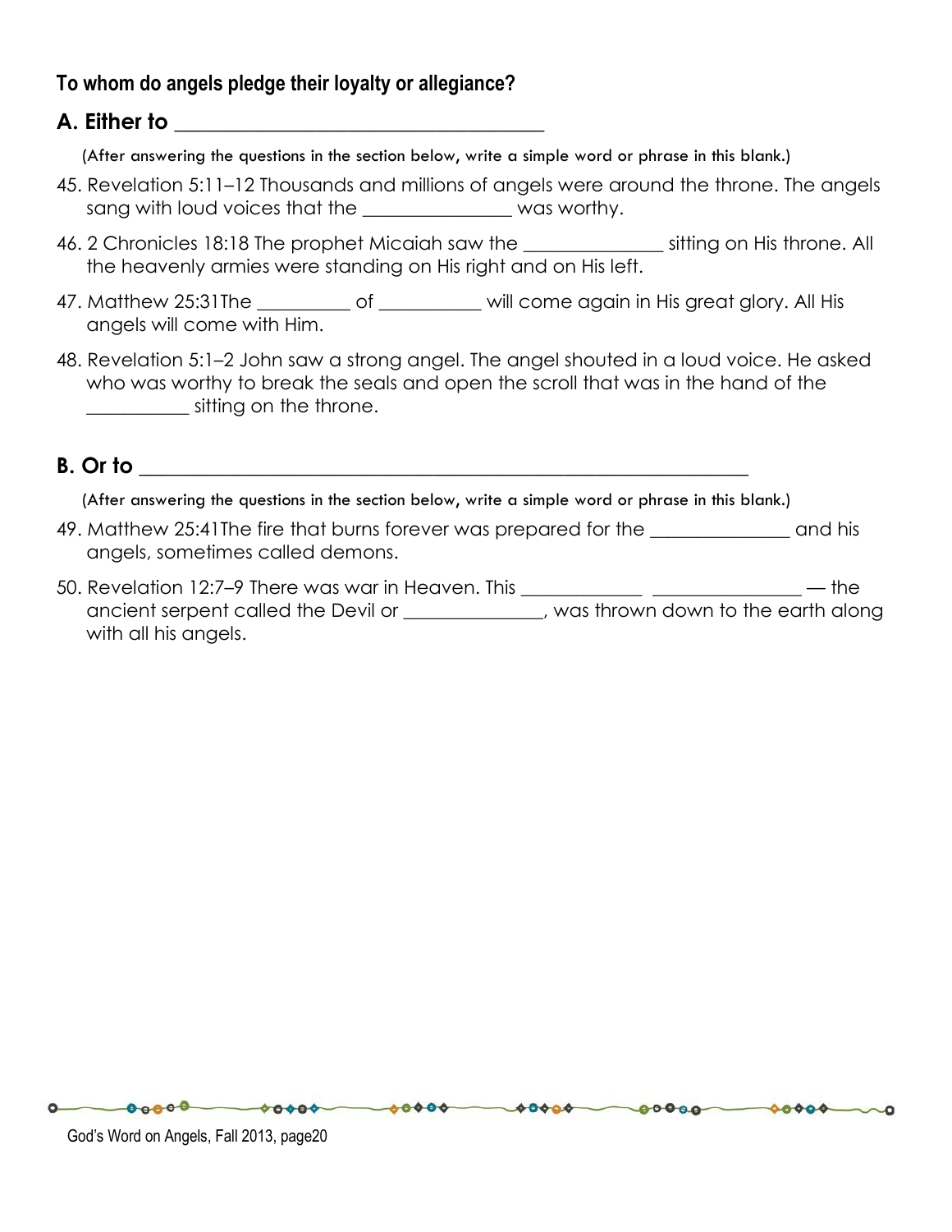**To whom do angels pledge their loyalty or allegiance?**

## A. Either to ___________________________________

(After answering the questions in the section below, write a simple word or phrase in this blank.)

45. Revelation 5:11–12 Thousands and millions of angels were around the throne. The angels sang with loud voices that the _______________ was worthy.

46. 2 Chronicles 18:18 The prophet Micaiah saw the ______________ sitting on His throne. All the heavenly armies were standing on His right and on His left.

47. Matthew 25:31The _________ of __________ will come again in His great glory. All His angels will come with Him.

48. Revelation 5:1–2 John saw a strong angel. The angel shouted in a loud voice. He asked who was worthy to break the seals and open the scroll that was in the hand of the __________ sitting on the throne.

## B. Or to __________________________________________________________

(After answering the questions in the section below, write a simple word or phrase in this blank.)

49. Matthew 25:41The fire that burns forever was prepared for the ______________ and his angels, sometimes called demons.

50. Revelation 12:7–9 There was war in Heaven. This ____________ _______________ — the ancient serpent called the Devil or ______________, was thrown down to the earth along with all his angels.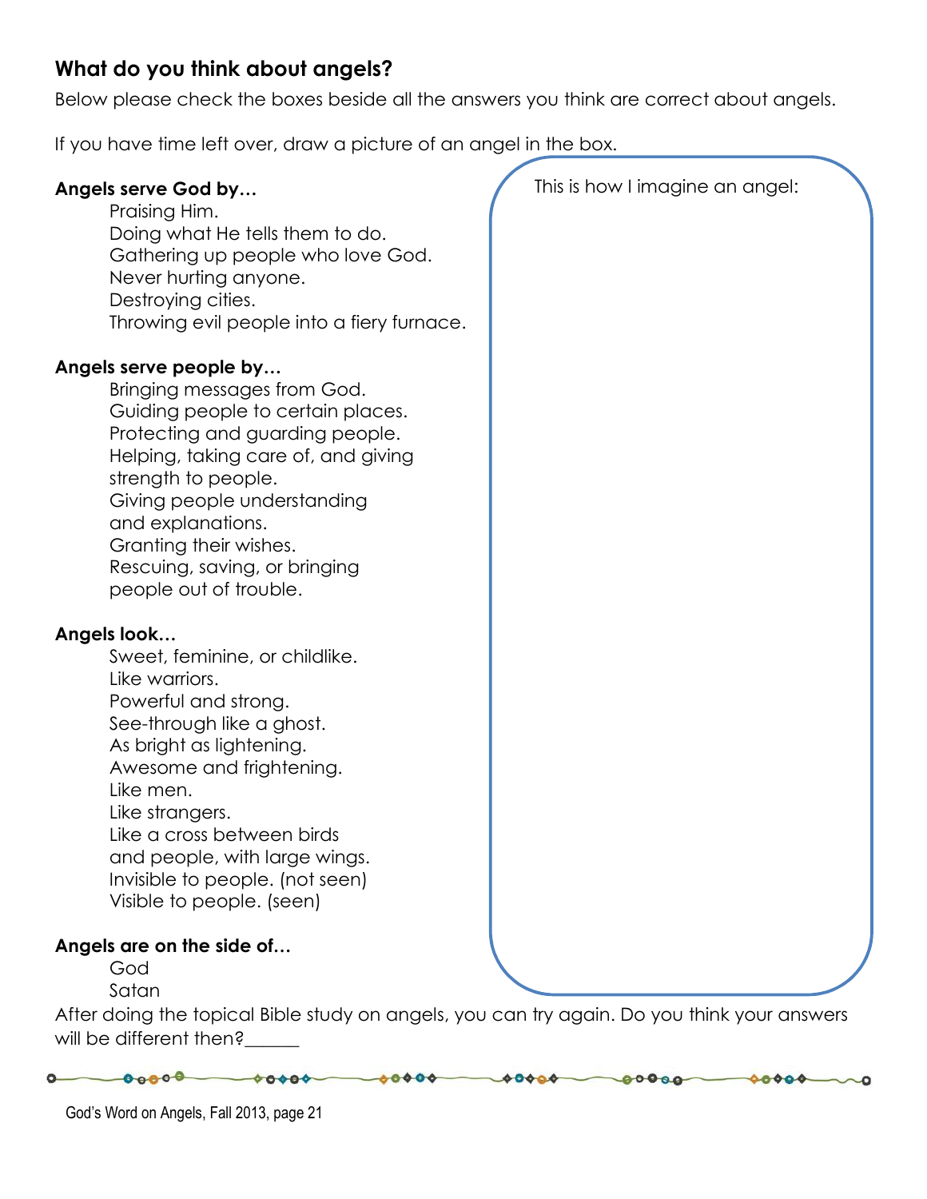## What do you think about angels?

Below please check the boxes beside all the answers you think are correct about angels.

If you have time left over, draw a picture of an angel in the box.

**Angels serve God by…**

- Praising Him.
- Doing what He tells them to do.
- Gathering up people who love God.
- Never hurting anyone.
- Destroying cities.
- Throwing evil people into a fiery furnace.

**Angels serve people by…**

- Bringing messages from God.
- Guiding people to certain places.
- Protecting and guarding people.
- Helping, taking care of, and giving strength to people.
- Giving people understanding and explanations.
- Granting their wishes.
- Rescuing, saving, or bringing people out of trouble.

**Angels look…**

- Sweet, feminine, or childlike.
- Like warriors.
- Powerful and strong.
- See-through like a ghost.
- As bright as lightening.
- Awesome and frightening.
- Like men.
- Like strangers.
- Like a cross between birds and people, with large wings.
- Invisible to people. (not seen)
- Visible to people. (seen)

**Angels are on the side of…**

- God
- Satan

This is how I imagine an angel:

After doing the topical Bible study on angels, you can try again. Do you think your answers will be different then?______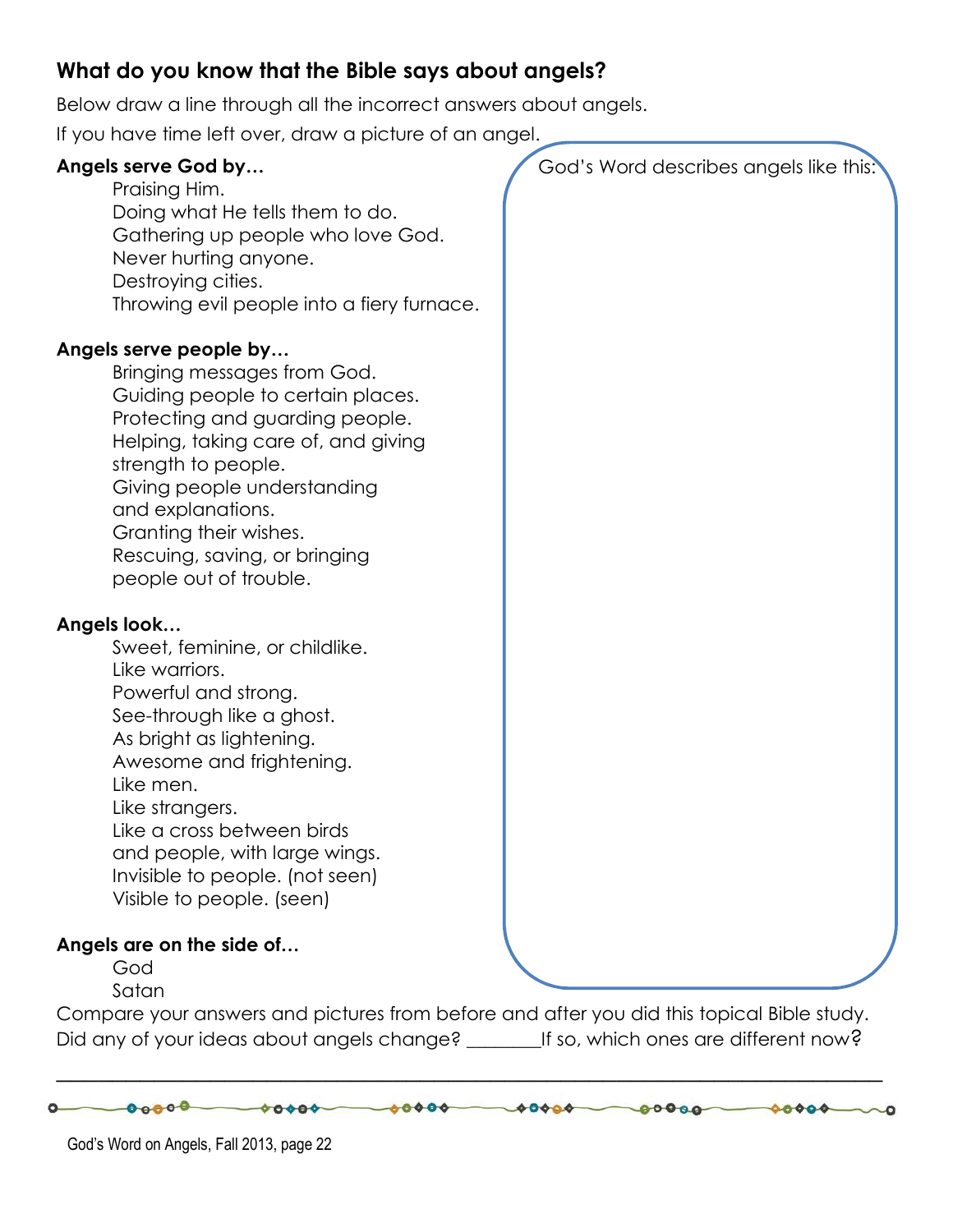## What do you know that the Bible says about angels?

Below draw a line through all the incorrect answers about angels.

If you have time left over, draw a picture of an angel.

**Angels serve God by…**

Praising Him.
Doing what He tells them to do.
Gathering up people who love God.
Never hurting anyone.
Destroying cities.
Throwing evil people into a fiery furnace.

**Angels serve people by…**

Bringing messages from God.
Guiding people to certain places.
Protecting and guarding people.
Helping, taking care of, and giving strength to people.
Giving people understanding and explanations.
Granting their wishes.
Rescuing, saving, or bringing people out of trouble.

**Angels look…**

Sweet, feminine, or childlike.
Like warriors.
Powerful and strong.
See-through like a ghost.
As bright as lightening.
Awesome and frightening.
Like men.
Like strangers.
Like a cross between birds and people, with large wings.
Invisible to people. (not seen)
Visible to people. (seen)

**Angels are on the side of…**

God
Satan

God's Word describes angels like this:

Compare your answers and pictures from before and after you did this topical Bible study.
Did any of your ideas about angels change? ________If so, which ones are different now?

_______________________________________________________________________________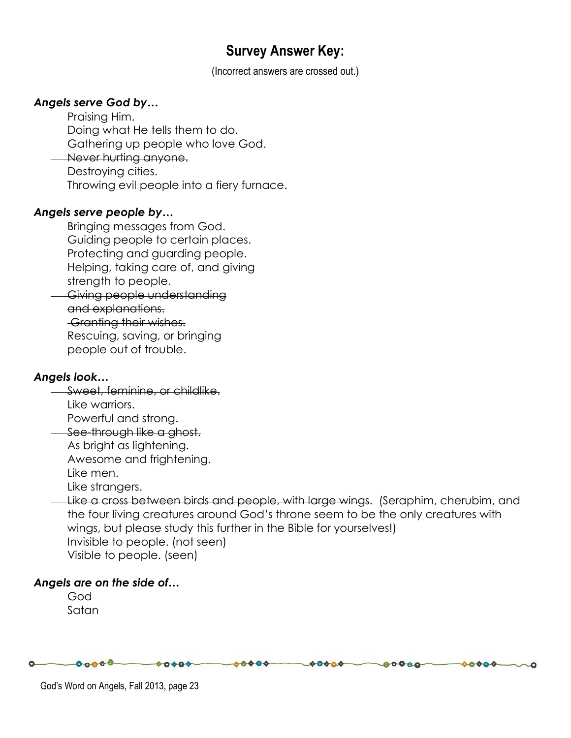## Survey Answer Key:

(Incorrect answers are crossed out.)

***Angels serve God by…***

Praising Him.
Doing what He tells them to do.
Gathering up people who love God.
~~Never hurting anyone.~~
Destroying cities.
Throwing evil people into a fiery furnace.

***Angels serve people by…***

Bringing messages from God.
Guiding people to certain places.
Protecting and guarding people.
Helping, taking care of, and giving strength to people.
~~Giving people understanding and explanations.~~
~~Granting their wishes.~~
Rescuing, saving, or bringing people out of trouble.

***Angels look…***

~~Sweet, feminine, or childlike.~~
Like warriors.
Powerful and strong.
~~See-through like a ghost.~~
As bright as lightening.
Awesome and frightening.
Like men.
Like strangers.
~~Like a cross between birds and people, with large wings~~. (Seraphim, cherubim, and the four living creatures around God's throne seem to be the only creatures with wings, but please study this further in the Bible for yourselves!)
Invisible to people. (not seen)
Visible to people. (seen)

***Angels are on the side of…***

God
Satan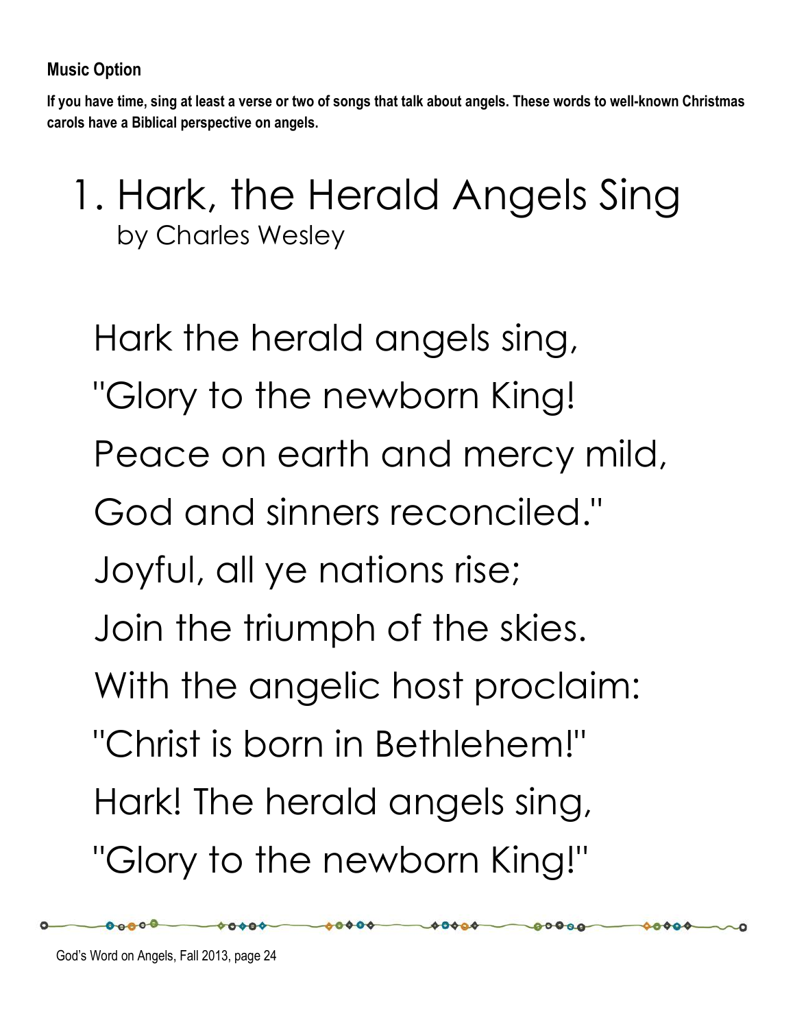**Music Option**

**If you have time, sing at least a verse or two of songs that talk about angels. These words to well-known Christmas carols have a Biblical perspective on angels.**

# 1. Hark, the Herald Angels Sing

by Charles Wesley

Hark the herald angels sing,
"Glory to the newborn King!
Peace on earth and mercy mild,
God and sinners reconciled."
Joyful, all ye nations rise;
Join the triumph of the skies.
With the angelic host proclaim:
"Christ is born in Bethlehem!"
Hark! The herald angels sing,
"Glory to the newborn King!"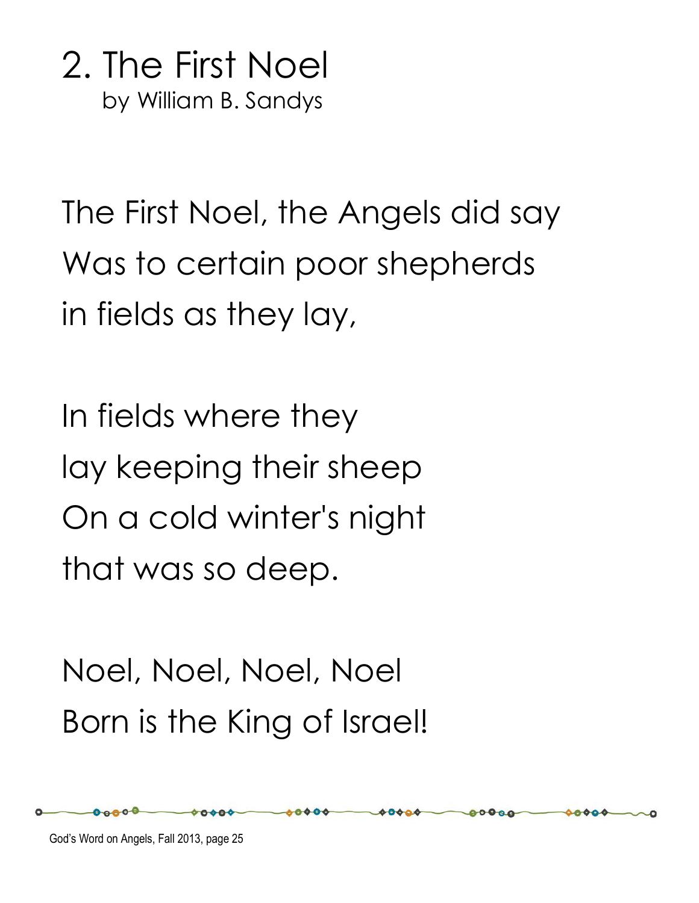## 2. The First Noel

by William B. Sandys

The First Noel, the Angels did say
Was to certain poor shepherds
in fields as they lay,

In fields where they
lay keeping their sheep
On a cold winter's night
that was so deep.

Noel, Noel, Noel, Noel
Born is the King of Israel!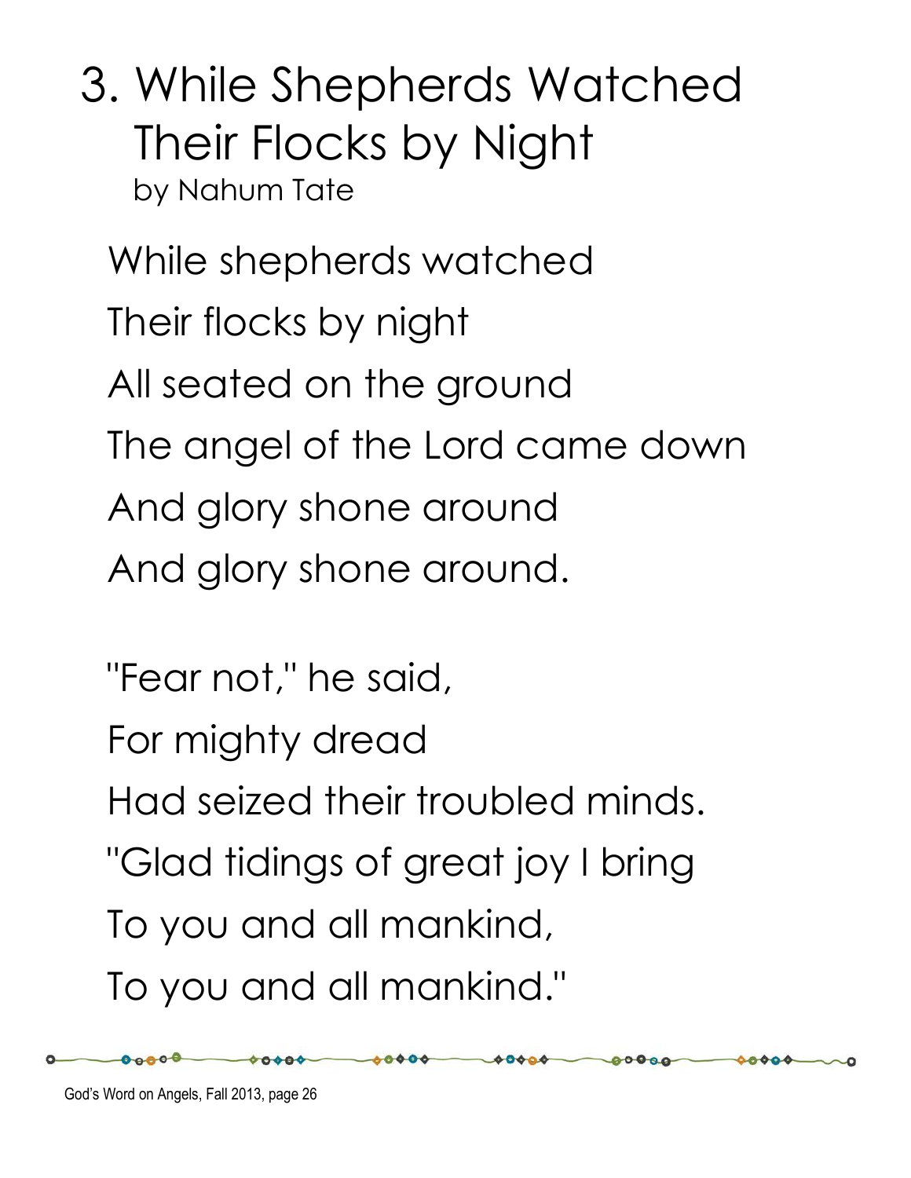# 3. While Shepherds Watched Their Flocks by Night

by Nahum Tate

While shepherds watched  
Their flocks by night  
All seated on the ground  
The angel of the Lord came down  
And glory shone around  
And glory shone around.

"Fear not," he said,  
For mighty dread  
Had seized their troubled minds.  
"Glad tidings of great joy I bring  
To you and all mankind,  
To you and all mankind."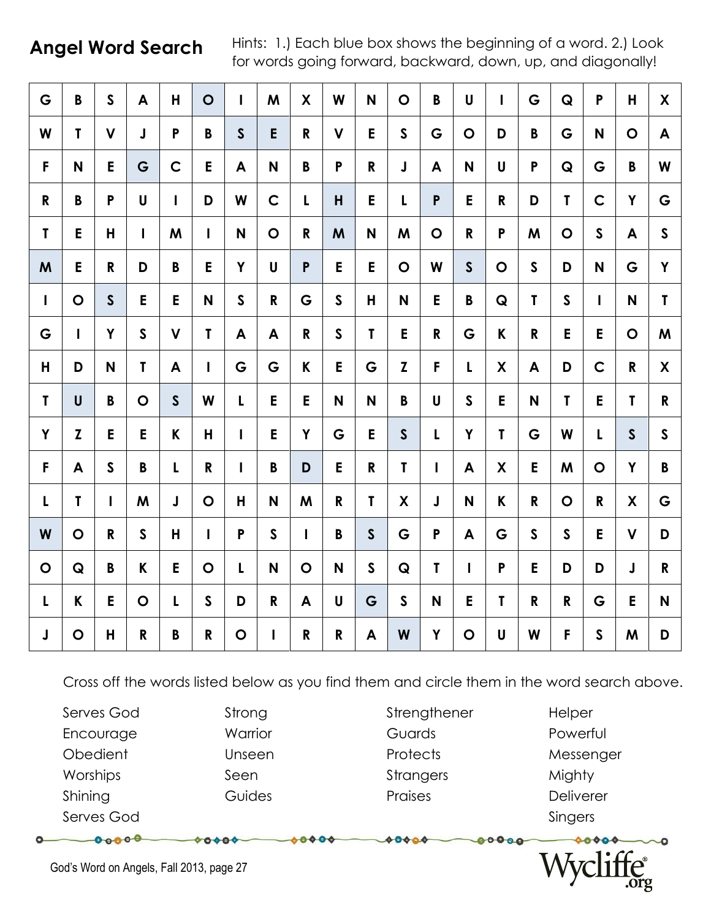## Angel Word Search

Hints: 1.) Each blue box shows the beginning of a word. 2.) Look for words going forward, backward, down, up, and diagonally!

| | | | | | | | | | | | | | | | | | | | |
|---|---|---|---|---|---|---|---|---|---|---|---|---|---|---|---|---|---|---|---|
| G | B | S | A | H | O | I | M | X | W | N | O | B | U | I | G | Q | P | H | X |
| W | T | V | J | P | B | S | E | R | V | E | S | G | O | D | B | G | N | O | A |
| F | N | E | G | C | E | A | N | B | P | R | J | A | N | U | P | Q | G | B | W |
| R | B | P | U | I | D | W | C | L | H | E | L | P | E | R | D | T | C | Y | G |
| T | E | H | I | M | I | N | O | R | M | N | M | O | R | P | M | O | S | A | S |
| M | E | R | D | B | E | Y | U | P | E | E | O | W | S | O | S | D | N | G | Y |
| I | O | S | E | E | N | S | R | G | S | H | N | E | B | Q | T | S | I | N | T |
| G | I | Y | S | V | T | A | A | R | S | T | E | R | G | K | R | E | E | O | M |
| H | D | N | T | A | I | G | G | K | E | G | Z | F | L | X | A | D | C | R | X |
| T | U | B | O | S | W | L | E | E | N | N | B | U | S | E | N | T | E | T | R |
| Y | Z | E | E | K | H | I | E | Y | G | E | S | L | Y | T | G | W | L | S | S |
| F | A | S | B | L | R | I | B | D | E | R | T | I | A | X | E | M | O | Y | B |
| L | T | I | M | J | O | H | N | M | R | T | X | J | N | K | R | O | R | X | G |
| W | O | R | S | H | I | P | S | I | B | S | G | P | A | G | S | S | E | V | D |
| O | Q | B | K | E | O | L | N | O | N | S | Q | T | I | P | E | D | D | J | R |
| L | K | E | O | L | S | D | R | A | U | G | S | N | E | T | R | R | G | E | N |
| J | O | H | R | B | R | O | I | R | R | A | W | Y | O | U | W | F | S | M | D |

Cross off the words listed below as you find them and circle them in the word search above.

| | | | |
|---|---|---|---|
| Serves God | Strong | Strengthener | Helper |
| Encourage | Warrior | Guards | Powerful |
| Obedient | Unseen | Protects | Messenger |
| Worships | Seen | Strangers | Mighty |
| Shining | Guides | Praises | Deliverer |
| Serves God | | | Singers |

God's Word on Angels, Fall 2013, page 27

Wycliffe.org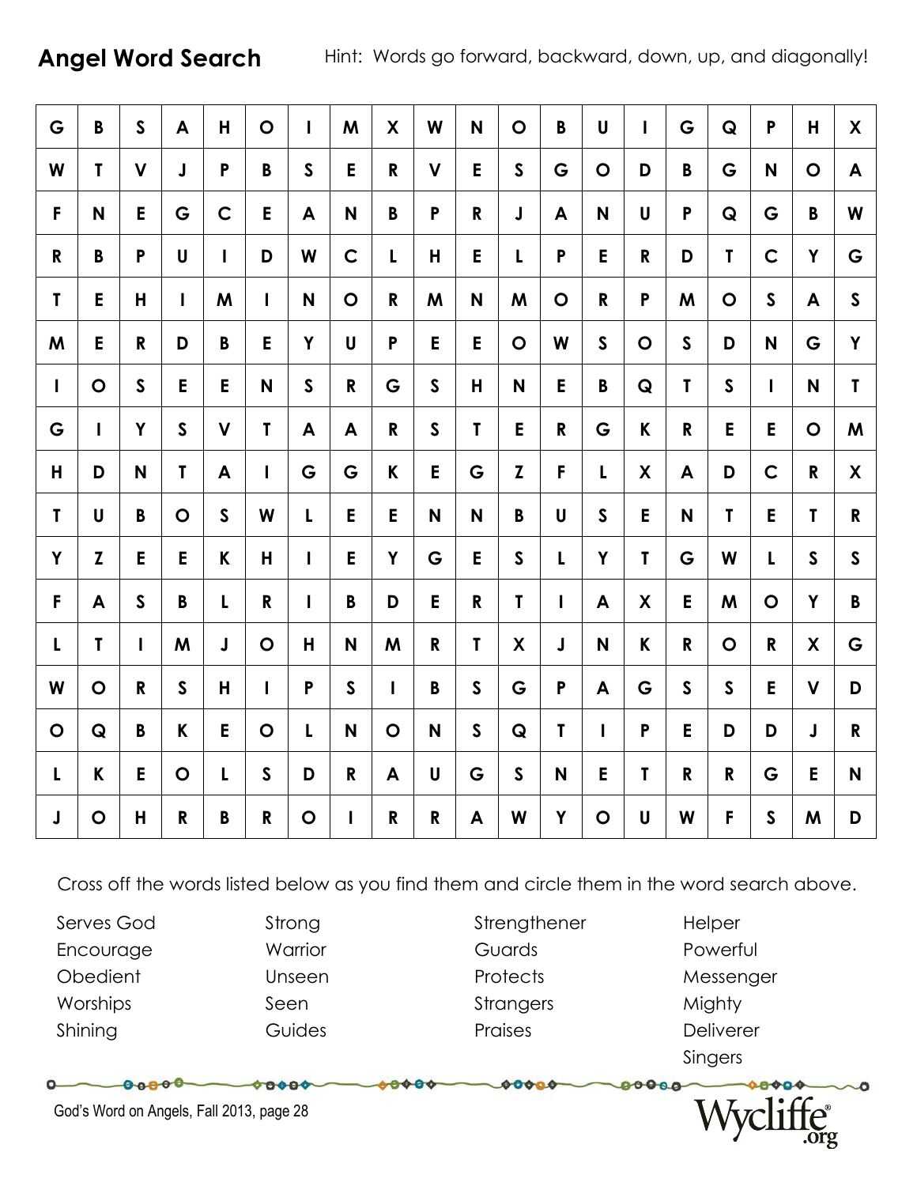## Angel Word Search

Hint: Words go forward, backward, down, up, and diagonally!

| | | | | | | | | | | | | | | | | | | | |
|---|---|---|---|---|---|---|---|---|---|---|---|---|---|---|---|---|---|---|---|
| G | B | S | A | H | O | I | M | X | W | N | O | B | U | I | G | Q | P | H | X |
| W | T | V | J | P | B | S | E | R | V | E | S | G | O | D | B | G | N | O | A |
| F | N | E | G | C | E | A | N | B | P | R | J | A | N | U | P | Q | G | B | W |
| R | B | P | U | I | D | W | C | L | H | E | L | P | E | R | D | T | C | Y | G |
| T | E | H | I | M | I | N | O | R | M | N | M | O | R | P | M | O | S | A | S |
| M | E | R | D | B | E | Y | U | P | E | E | O | W | S | O | S | D | N | G | Y |
| I | O | S | E | E | N | S | R | G | S | H | N | E | B | Q | T | S | I | N | T |
| G | I | Y | S | V | T | A | A | R | S | T | E | R | G | K | R | E | E | O | M |
| H | D | N | T | A | I | G | G | K | E | G | Z | F | L | X | A | D | C | R | X |
| T | U | B | O | S | W | L | E | E | N | N | B | U | S | E | N | T | E | T | R |
| Y | Z | E | E | K | H | I | E | Y | G | E | S | L | Y | T | G | W | L | S | S |
| F | A | S | B | L | R | I | B | D | E | R | T | I | A | X | E | M | O | Y | B |
| L | T | I | M | J | O | H | N | M | R | T | X | J | N | K | R | O | R | X | G |
| W | O | R | S | H | I | P | S | I | B | S | G | P | A | G | S | S | E | V | D |
| O | Q | B | K | E | O | L | N | O | N | S | Q | T | I | P | E | D | D | J | R |
| L | K | E | O | L | S | D | R | A | U | G | S | N | E | T | R | R | G | E | N |
| J | O | H | R | B | R | O | I | R | R | A | W | Y | O | U | W | F | S | M | D |

Cross off the words listed below as you find them and circle them in the word search above.

| | | | |
|---|---|---|---|
| Serves God | Strong | Strengthener | Helper |
| Encourage | Warrior | Guards | Powerful |
| Obedient | Unseen | Protects | Messenger |
| Worships | Seen | Strangers | Mighty |
| Shining | Guides | Praises | Deliverer |
| | | | Singers |

God's Word on Angels, Fall 2013, page 28

Wycliffe.org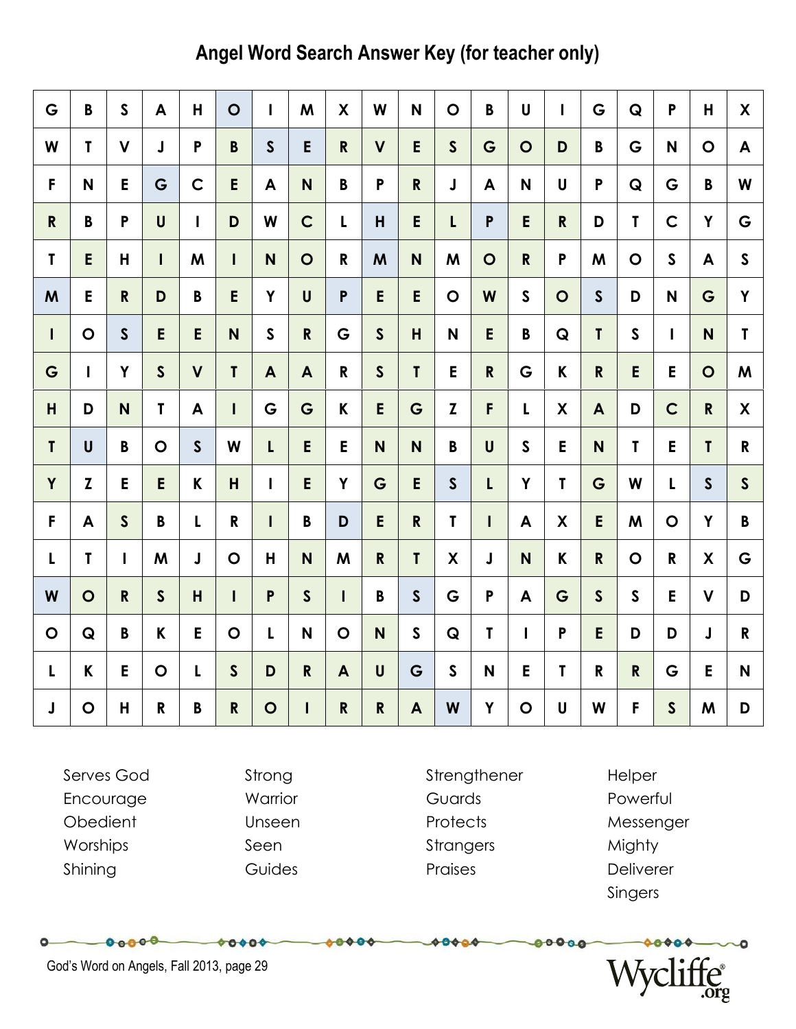# Angel Word Search Answer Key (for teacher only)

| | | | | | | | | | | | | | | | | | | | |
|---|---|---|---|---|---|---|---|---|---|---|---|---|---|---|---|---|---|---|---|
| G | B | S | A | H | O | I | M | X | W | N | O | B | U | I | G | Q | P | H | X |
| W | T | V | J | P | B | S | E | R | V | E | S | G | O | D | B | G | N | O | A |
| F | N | E | G | C | E | A | N | B | P | R | J | A | N | U | P | Q | G | B | W |
| R | B | P | U | I | D | W | C | L | H | E | L | P | E | R | D | T | C | Y | G |
| T | E | H | I | M | I | N | O | R | M | N | M | O | R | P | M | O | S | A | S |
| M | E | R | D | B | E | Y | U | P | E | E | O | W | S | O | S | D | N | G | Y |
| I | O | S | E | E | N | S | R | G | S | H | N | E | B | Q | T | S | I | N | T |
| G | I | Y | S | V | T | A | A | R | S | T | E | R | G | K | R | E | E | O | M |
| H | D | N | T | A | I | G | G | K | E | G | Z | F | L | X | A | D | C | R | X |
| T | U | B | O | S | W | L | E | E | N | N | B | U | S | E | N | T | E | T | R |
| Y | Z | E | E | K | H | I | E | Y | G | E | S | L | Y | T | G | W | L | S | S |
| F | A | S | B | L | R | I | B | D | E | R | T | I | A | X | E | M | O | Y | B |
| L | T | I | M | J | O | H | N | M | R | T | X | J | N | K | R | O | R | X | G |
| W | O | R | S | H | I | P | S | I | B | S | G | P | A | G | S | S | E | V | D |
| O | Q | B | K | E | O | L | N | O | N | S | Q | T | I | P | E | D | D | J | R |
| L | K | E | O | L | S | D | R | A | U | G | S | N | E | T | R | R | G | E | N |
| J | O | H | R | B | R | O | I | R | R | A | W | Y | O | U | W | F | S | M | D |

Serves God
Encourage
Obedient
Worships
Shining
Strong
Warrior
Unseen
Seen
Guides
Strengthener
Guards
Protects
Strangers
Praises
Helper
Powerful
Messenger
Mighty
Deliverer
Singers

God's Word on Angels, Fall 2013, page 29

Wycliffe.org